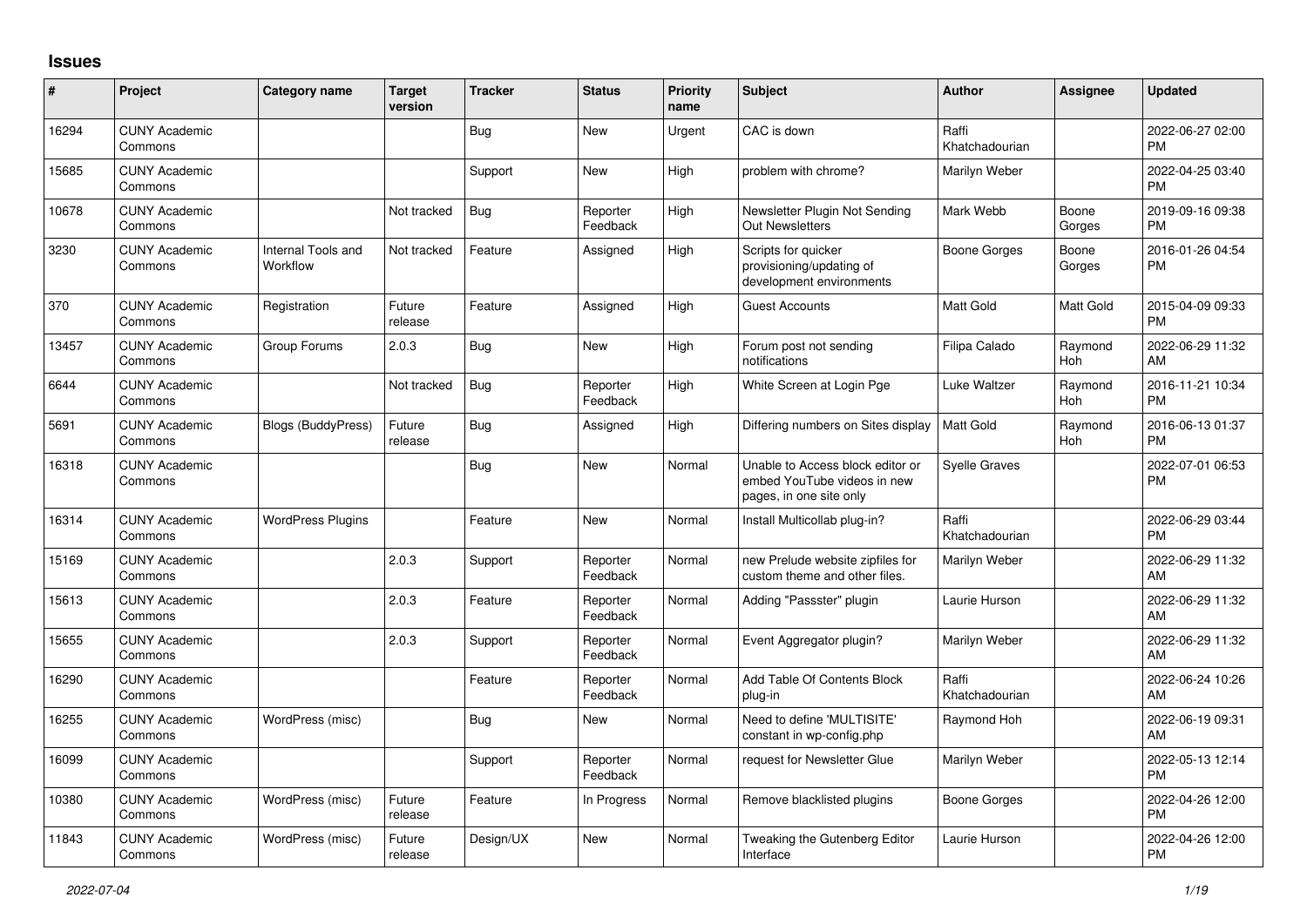## Issues

| # | Project | Category name | Target version | Tracker | Status | Priority name | Subject | Author | Assignee | Updated |
|---|---|---|---|---|---|---|---|---|---|---|
| 16294 | CUNY Academic Commons | | | Bug | New | Urgent | CAC is down | Raffi Khatchadourian | | 2022-06-27 02:00 PM |
| 15685 | CUNY Academic Commons | | | Support | New | High | problem with chrome? | Marilyn Weber | | 2022-04-25 03:40 PM |
| 10678 | CUNY Academic Commons | | Not tracked | Bug | Reporter Feedback | High | Newsletter Plugin Not Sending Out Newsletters | Mark Webb | Boone Gorges | 2019-09-16 09:38 PM |
| 3230 | CUNY Academic Commons | Internal Tools and Workflow | Not tracked | Feature | Assigned | High | Scripts for quicker provisioning/updating of development environments | Boone Gorges | Boone Gorges | 2016-01-26 04:54 PM |
| 370 | CUNY Academic Commons | Registration | Future release | Feature | Assigned | High | Guest Accounts | Matt Gold | Matt Gold | 2015-04-09 09:33 PM |
| 13457 | CUNY Academic Commons | Group Forums | 2.0.3 | Bug | New | High | Forum post not sending notifications | Filipa Calado | Raymond Hoh | 2022-06-29 11:32 AM |
| 6644 | CUNY Academic Commons | | Not tracked | Bug | Reporter Feedback | High | White Screen at Login Pge | Luke Waltzer | Raymond Hoh | 2016-11-21 10:34 PM |
| 5691 | CUNY Academic Commons | Blogs (BuddyPress) | Future release | Bug | Assigned | High | Differing numbers on Sites display | Matt Gold | Raymond Hoh | 2016-06-13 01:37 PM |
| 16318 | CUNY Academic Commons | | | Bug | New | Normal | Unable to Access block editor or embed YouTube videos in new pages, in one site only | Syelle Graves | | 2022-07-01 06:53 PM |
| 16314 | CUNY Academic Commons | WordPress Plugins | | Feature | New | Normal | Install Multicollab plug-in? | Raffi Khatchadourian | | 2022-06-29 03:44 PM |
| 15169 | CUNY Academic Commons | | 2.0.3 | Support | Reporter Feedback | Normal | new Prelude website zipfiles for custom theme and other files. | Marilyn Weber | | 2022-06-29 11:32 AM |
| 15613 | CUNY Academic Commons | | 2.0.3 | Feature | Reporter Feedback | Normal | Adding "Passster" plugin | Laurie Hurson | | 2022-06-29 11:32 AM |
| 15655 | CUNY Academic Commons | | 2.0.3 | Support | Reporter Feedback | Normal | Event Aggregator plugin? | Marilyn Weber | | 2022-06-29 11:32 AM |
| 16290 | CUNY Academic Commons | | | Feature | Reporter Feedback | Normal | Add Table Of Contents Block plug-in | Raffi Khatchadourian | | 2022-06-24 10:26 AM |
| 16255 | CUNY Academic Commons | WordPress (misc) | | Bug | New | Normal | Need to define 'MULTISITE' constant in wp-config.php | Raymond Hoh | | 2022-06-19 09:31 AM |
| 16099 | CUNY Academic Commons | | | Support | Reporter Feedback | Normal | request for Newsletter Glue | Marilyn Weber | | 2022-05-13 12:14 PM |
| 10380 | CUNY Academic Commons | WordPress (misc) | Future release | Feature | In Progress | Normal | Remove blacklisted plugins | Boone Gorges | | 2022-04-26 12:00 PM |
| 11843 | CUNY Academic Commons | WordPress (misc) | Future release | Design/UX | New | Normal | Tweaking the Gutenberg Editor Interface | Laurie Hurson | | 2022-04-26 12:00 PM |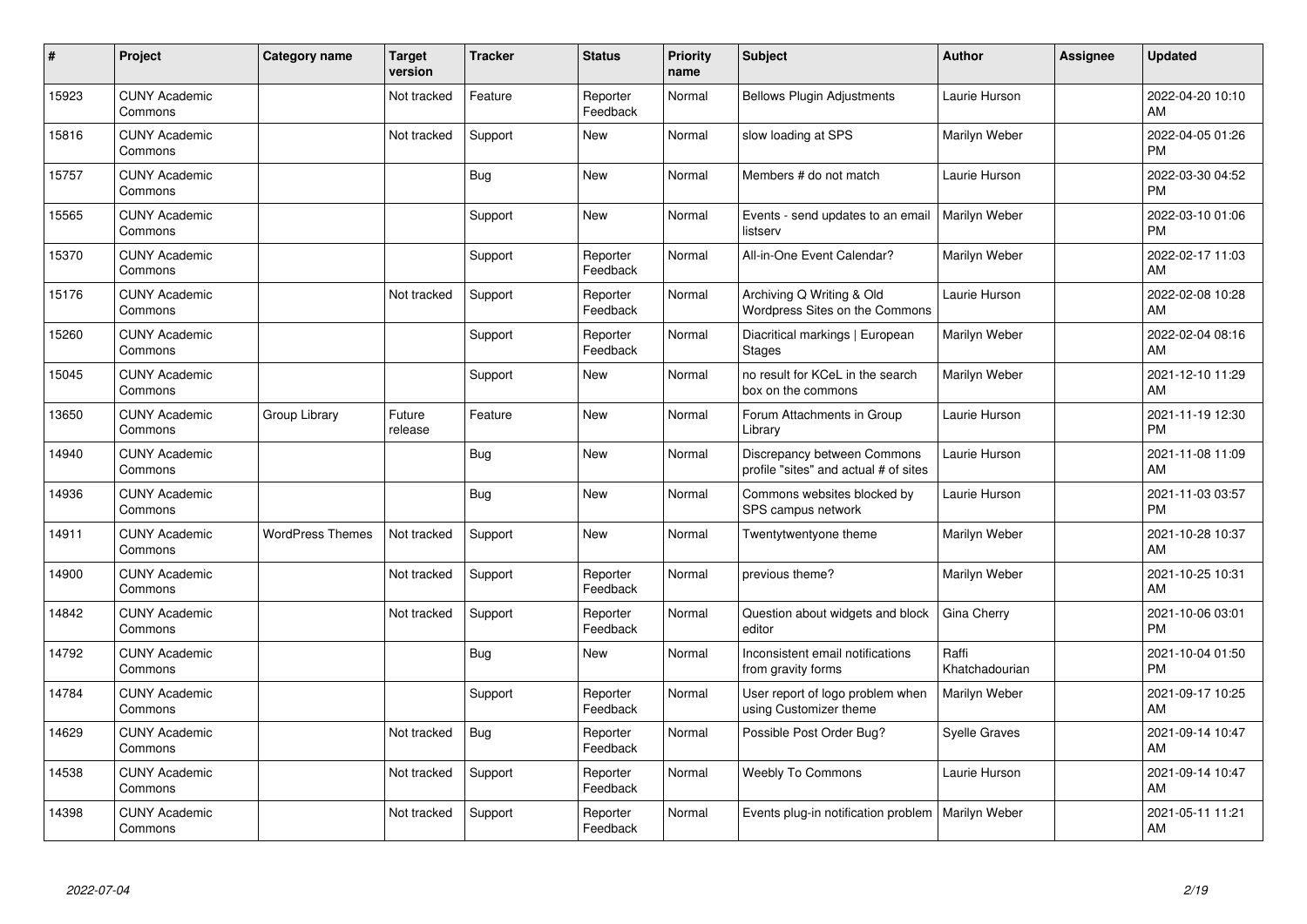| # | Project | Category name | Target version | Tracker | Status | Priority name | Subject | Author | Assignee | Updated |
|---|---|---|---|---|---|---|---|---|---|---|
| 15923 | CUNY Academic Commons | | Not tracked | Feature | Reporter Feedback | Normal | Bellows Plugin Adjustments | Laurie Hurson | | 2022-04-20 10:10 AM |
| 15816 | CUNY Academic Commons | | Not tracked | Support | New | Normal | slow loading at SPS | Marilyn Weber | | 2022-04-05 01:26 PM |
| 15757 | CUNY Academic Commons | | | Bug | New | Normal | Members # do not match | Laurie Hurson | | 2022-03-30 04:52 PM |
| 15565 | CUNY Academic Commons | | | Support | New | Normal | Events - send updates to an email listserv | Marilyn Weber | | 2022-03-10 01:06 PM |
| 15370 | CUNY Academic Commons | | | Support | Reporter Feedback | Normal | All-in-One Event Calendar? | Marilyn Weber | | 2022-02-17 11:03 AM |
| 15176 | CUNY Academic Commons | | Not tracked | Support | Reporter Feedback | Normal | Archiving Q Writing & Old Wordpress Sites on the Commons | Laurie Hurson | | 2022-02-08 10:28 AM |
| 15260 | CUNY Academic Commons | | | Support | Reporter Feedback | Normal | Diacritical markings \| European Stages | Marilyn Weber | | 2022-02-04 08:16 AM |
| 15045 | CUNY Academic Commons | | | Support | New | Normal | no result for KCeL in the search box on the commons | Marilyn Weber | | 2021-12-10 11:29 AM |
| 13650 | CUNY Academic Commons | Group Library | Future release | Feature | New | Normal | Forum Attachments in Group Library | Laurie Hurson | | 2021-11-19 12:30 PM |
| 14940 | CUNY Academic Commons | | | Bug | New | Normal | Discrepancy between Commons profile "sites" and actual # of sites | Laurie Hurson | | 2021-11-08 11:09 AM |
| 14936 | CUNY Academic Commons | | | Bug | New | Normal | Commons websites blocked by SPS campus network | Laurie Hurson | | 2021-11-03 03:57 PM |
| 14911 | CUNY Academic Commons | WordPress Themes | Not tracked | Support | New | Normal | Twentytwentyone theme | Marilyn Weber | | 2021-10-28 10:37 AM |
| 14900 | CUNY Academic Commons | | Not tracked | Support | Reporter Feedback | Normal | previous theme? | Marilyn Weber | | 2021-10-25 10:31 AM |
| 14842 | CUNY Academic Commons | | Not tracked | Support | Reporter Feedback | Normal | Question about widgets and block editor | Gina Cherry | | 2021-10-06 03:01 PM |
| 14792 | CUNY Academic Commons | | | Bug | New | Normal | Inconsistent email notifications from gravity forms | Raffi Khatchadourian | | 2021-10-04 01:50 PM |
| 14784 | CUNY Academic Commons | | | Support | Reporter Feedback | Normal | User report of logo problem when using Customizer theme | Marilyn Weber | | 2021-09-17 10:25 AM |
| 14629 | CUNY Academic Commons | | Not tracked | Bug | Reporter Feedback | Normal | Possible Post Order Bug? | Syelle Graves | | 2021-09-14 10:47 AM |
| 14538 | CUNY Academic Commons | | Not tracked | Support | Reporter Feedback | Normal | Weebly To Commons | Laurie Hurson | | 2021-09-14 10:47 AM |
| 14398 | CUNY Academic Commons | | Not tracked | Support | Reporter Feedback | Normal | Events plug-in notification problem | Marilyn Weber | | 2021-05-11 11:21 AM |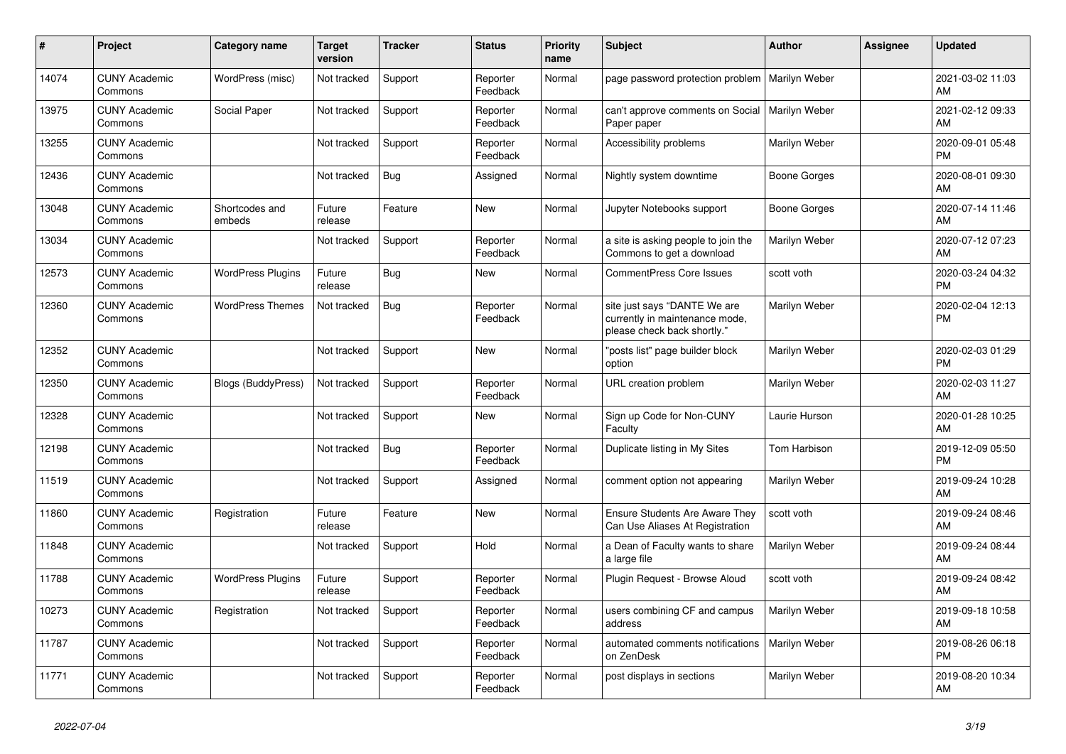| # | Project | Category name | Target version | Tracker | Status | Priority name | Subject | Author | Assignee | Updated |
|---|---|---|---|---|---|---|---|---|---|---|
| 14074 | CUNY Academic Commons | WordPress (misc) | Not tracked | Support | Reporter Feedback | Normal | page password protection problem | Marilyn Weber | | 2021-03-02 11:03 AM |
| 13975 | CUNY Academic Commons | Social Paper | Not tracked | Support | Reporter Feedback | Normal | can't approve comments on Social Paper paper | Marilyn Weber | | 2021-02-12 09:33 AM |
| 13255 | CUNY Academic Commons | | Not tracked | Support | Reporter Feedback | Normal | Accessibility problems | Marilyn Weber | | 2020-09-01 05:48 PM |
| 12436 | CUNY Academic Commons | | Not tracked | Bug | Assigned | Normal | Nightly system downtime | Boone Gorges | | 2020-08-01 09:30 AM |
| 13048 | CUNY Academic Commons | Shortcodes and embeds | Future release | Feature | New | Normal | Jupyter Notebooks support | Boone Gorges | | 2020-07-14 11:46 AM |
| 13034 | CUNY Academic Commons | | Not tracked | Support | Reporter Feedback | Normal | a site is asking people to join the Commons to get a download | Marilyn Weber | | 2020-07-12 07:23 AM |
| 12573 | CUNY Academic Commons | WordPress Plugins | Future release | Bug | New | Normal | CommentPress Core Issues | scott voth | | 2020-03-24 04:32 PM |
| 12360 | CUNY Academic Commons | WordPress Themes | Not tracked | Bug | Reporter Feedback | Normal | site just says "DANTE We are currently in maintenance mode, please check back shortly." | Marilyn Weber | | 2020-02-04 12:13 PM |
| 12352 | CUNY Academic Commons | | Not tracked | Support | New | Normal | "posts list" page builder block option | Marilyn Weber | | 2020-02-03 01:29 PM |
| 12350 | CUNY Academic Commons | Blogs (BuddyPress) | Not tracked | Support | Reporter Feedback | Normal | URL creation problem | Marilyn Weber | | 2020-02-03 11:27 AM |
| 12328 | CUNY Academic Commons | | Not tracked | Support | New | Normal | Sign up Code for Non-CUNY Faculty | Laurie Hurson | | 2020-01-28 10:25 AM |
| 12198 | CUNY Academic Commons | | Not tracked | Bug | Reporter Feedback | Normal | Duplicate listing in My Sites | Tom Harbison | | 2019-12-09 05:50 PM |
| 11519 | CUNY Academic Commons | | Not tracked | Support | Assigned | Normal | comment option not appearing | Marilyn Weber | | 2019-09-24 10:28 AM |
| 11860 | CUNY Academic Commons | Registration | Future release | Feature | New | Normal | Ensure Students Are Aware They Can Use Aliases At Registration | scott voth | | 2019-09-24 08:46 AM |
| 11848 | CUNY Academic Commons | | Not tracked | Support | Hold | Normal | a Dean of Faculty wants to share a large file | Marilyn Weber | | 2019-09-24 08:44 AM |
| 11788 | CUNY Academic Commons | WordPress Plugins | Future release | Support | Reporter Feedback | Normal | Plugin Request - Browse Aloud | scott voth | | 2019-09-24 08:42 AM |
| 10273 | CUNY Academic Commons | Registration | Not tracked | Support | Reporter Feedback | Normal | users combining CF and campus address | Marilyn Weber | | 2019-09-18 10:58 AM |
| 11787 | CUNY Academic Commons | | Not tracked | Support | Reporter Feedback | Normal | automated comments notifications on ZenDesk | Marilyn Weber | | 2019-08-26 06:18 PM |
| 11771 | CUNY Academic Commons | | Not tracked | Support | Reporter Feedback | Normal | post displays in sections | Marilyn Weber | | 2019-08-20 10:34 AM |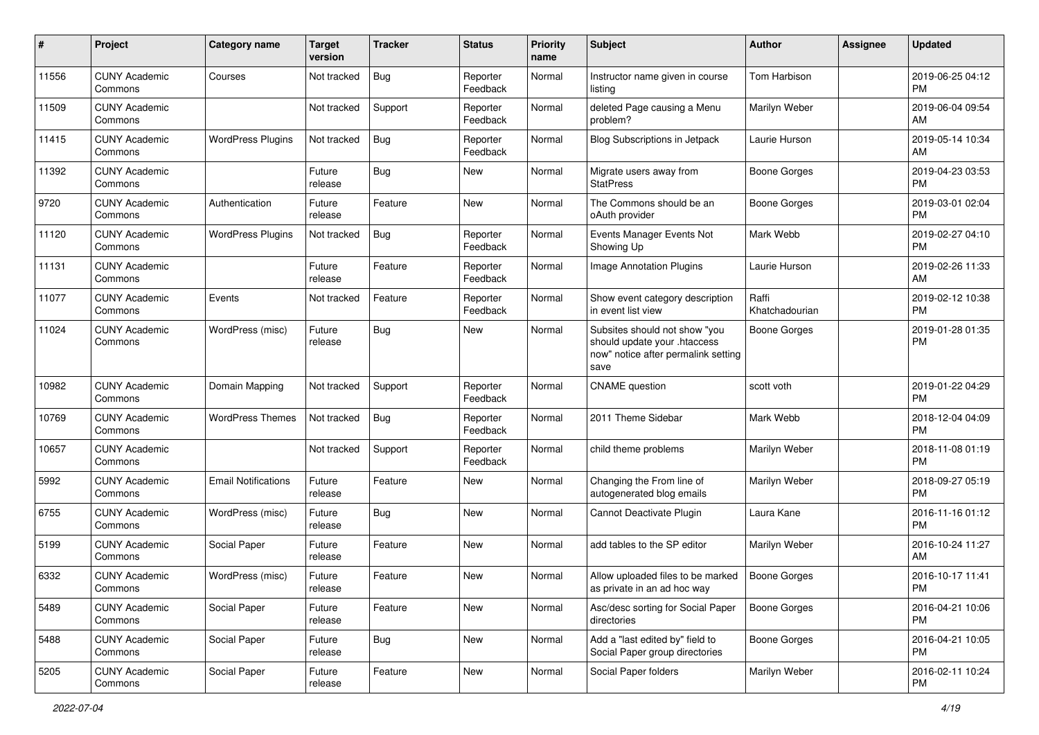| # | Project | Category name | Target version | Tracker | Status | Priority name | Subject | Author | Assignee | Updated |
|---|---|---|---|---|---|---|---|---|---|---|
| 11556 | CUNY Academic Commons | Courses | Not tracked | Bug | Reporter Feedback | Normal | Instructor name given in course listing | Tom Harbison | | 2019-06-25 04:12 PM |
| 11509 | CUNY Academic Commons | | Not tracked | Support | Reporter Feedback | Normal | deleted Page causing a Menu problem? | Marilyn Weber | | 2019-06-04 09:54 AM |
| 11415 | CUNY Academic Commons | WordPress Plugins | Not tracked | Bug | Reporter Feedback | Normal | Blog Subscriptions in Jetpack | Laurie Hurson | | 2019-05-14 10:34 AM |
| 11392 | CUNY Academic Commons | | Future release | Bug | New | Normal | Migrate users away from StatPress | Boone Gorges | | 2019-04-23 03:53 PM |
| 9720 | CUNY Academic Commons | Authentication | Future release | Feature | New | Normal | The Commons should be an oAuth provider | Boone Gorges | | 2019-03-01 02:04 PM |
| 11120 | CUNY Academic Commons | WordPress Plugins | Not tracked | Bug | Reporter Feedback | Normal | Events Manager Events Not Showing Up | Mark Webb | | 2019-02-27 04:10 PM |
| 11131 | CUNY Academic Commons | | Future release | Feature | Reporter Feedback | Normal | Image Annotation Plugins | Laurie Hurson | | 2019-02-26 11:33 AM |
| 11077 | CUNY Academic Commons | Events | Not tracked | Feature | Reporter Feedback | Normal | Show event category description in event list view | Raffi Khatchadourian | | 2019-02-12 10:38 PM |
| 11024 | CUNY Academic Commons | WordPress (misc) | Future release | Bug | New | Normal | Subsites should not show "you should update your .htaccess now" notice after permalink setting save | Boone Gorges | | 2019-01-28 01:35 PM |
| 10982 | CUNY Academic Commons | Domain Mapping | Not tracked | Support | Reporter Feedback | Normal | CNAME question | scott voth | | 2019-01-22 04:29 PM |
| 10769 | CUNY Academic Commons | WordPress Themes | Not tracked | Bug | Reporter Feedback | Normal | 2011 Theme Sidebar | Mark Webb | | 2018-12-04 04:09 PM |
| 10657 | CUNY Academic Commons | | Not tracked | Support | Reporter Feedback | Normal | child theme problems | Marilyn Weber | | 2018-11-08 01:19 PM |
| 5992 | CUNY Academic Commons | Email Notifications | Future release | Feature | New | Normal | Changing the From line of autogenerated blog emails | Marilyn Weber | | 2018-09-27 05:19 PM |
| 6755 | CUNY Academic Commons | WordPress (misc) | Future release | Bug | New | Normal | Cannot Deactivate Plugin | Laura Kane | | 2016-11-16 01:12 PM |
| 5199 | CUNY Academic Commons | Social Paper | Future release | Feature | New | Normal | add tables to the SP editor | Marilyn Weber | | 2016-10-24 11:27 AM |
| 6332 | CUNY Academic Commons | WordPress (misc) | Future release | Feature | New | Normal | Allow uploaded files to be marked as private in an ad hoc way | Boone Gorges | | 2016-10-17 11:41 PM |
| 5489 | CUNY Academic Commons | Social Paper | Future release | Feature | New | Normal | Asc/desc sorting for Social Paper directories | Boone Gorges | | 2016-04-21 10:06 PM |
| 5488 | CUNY Academic Commons | Social Paper | Future release | Bug | New | Normal | Add a "last edited by" field to Social Paper group directories | Boone Gorges | | 2016-04-21 10:05 PM |
| 5205 | CUNY Academic Commons | Social Paper | Future release | Feature | New | Normal | Social Paper folders | Marilyn Weber | | 2016-02-11 10:24 PM |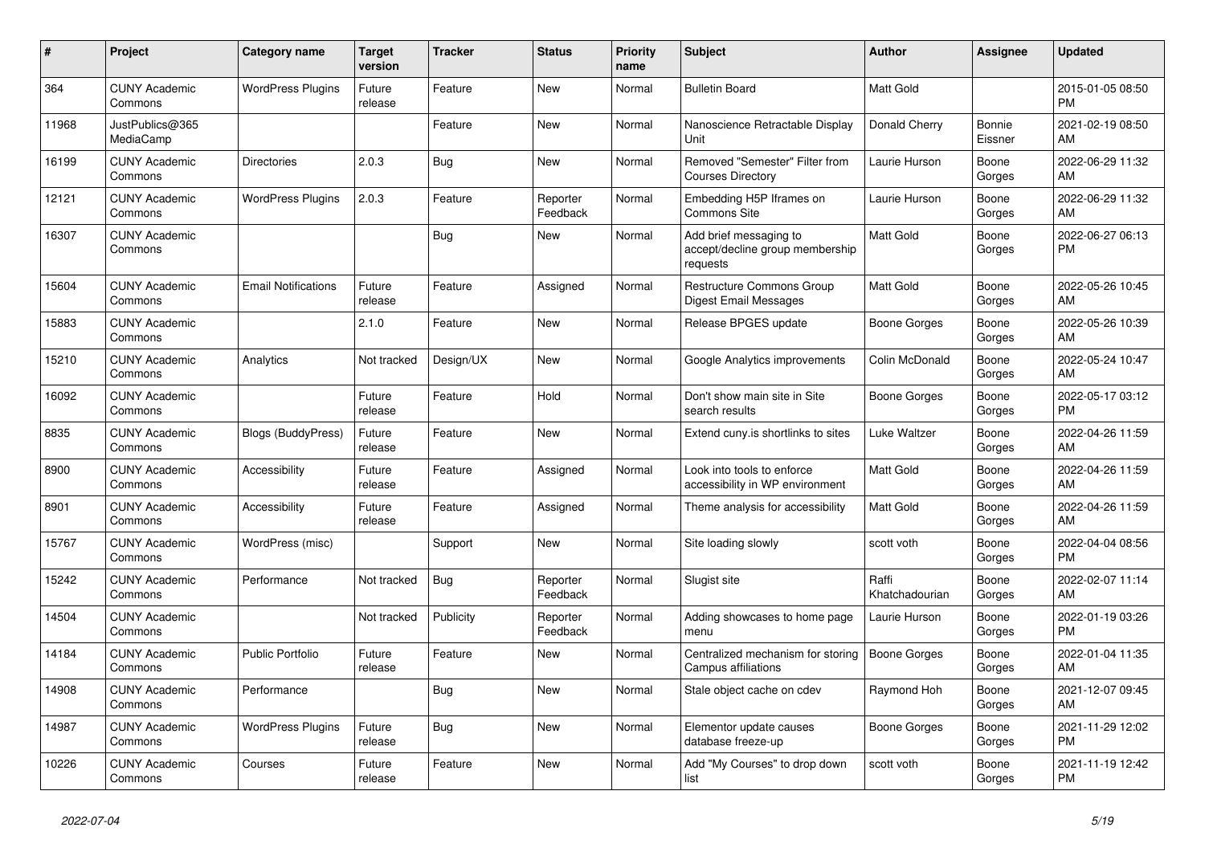| # | Project | Category name | Target version | Tracker | Status | Priority name | Subject | Author | Assignee | Updated |
|---|---|---|---|---|---|---|---|---|---|---|
| 364 | CUNY Academic Commons | WordPress Plugins | Future release | Feature | New | Normal | Bulletin Board | Matt Gold | | 2015-01-05 08:50 PM |
| 11968 | JustPublics@365 MediaCamp | | | Feature | New | Normal | Nanoscience Retractable Display Unit | Donald Cherry | Bonnie Eissner | 2021-02-19 08:50 AM |
| 16199 | CUNY Academic Commons | Directories | 2.0.3 | Bug | New | Normal | Removed "Semester" Filter from Courses Directory | Laurie Hurson | Boone Gorges | 2022-06-29 11:32 AM |
| 12121 | CUNY Academic Commons | WordPress Plugins | 2.0.3 | Feature | Reporter Feedback | Normal | Embedding H5P Iframes on Commons Site | Laurie Hurson | Boone Gorges | 2022-06-29 11:32 AM |
| 16307 | CUNY Academic Commons | | | Bug | New | Normal | Add brief messaging to accept/decline group membership requests | Matt Gold | Boone Gorges | 2022-06-27 06:13 PM |
| 15604 | CUNY Academic Commons | Email Notifications | Future release | Feature | Assigned | Normal | Restructure Commons Group Digest Email Messages | Matt Gold | Boone Gorges | 2022-05-26 10:45 AM |
| 15883 | CUNY Academic Commons | | 2.1.0 | Feature | New | Normal | Release BPGES update | Boone Gorges | Boone Gorges | 2022-05-26 10:39 AM |
| 15210 | CUNY Academic Commons | Analytics | Not tracked | Design/UX | New | Normal | Google Analytics improvements | Colin McDonald | Boone Gorges | 2022-05-24 10:47 AM |
| 16092 | CUNY Academic Commons | | Future release | Feature | Hold | Normal | Don't show main site in Site search results | Boone Gorges | Boone Gorges | 2022-05-17 03:12 PM |
| 8835 | CUNY Academic Commons | Blogs (BuddyPress) | Future release | Feature | New | Normal | Extend cuny.is shortlinks to sites | Luke Waltzer | Boone Gorges | 2022-04-26 11:59 AM |
| 8900 | CUNY Academic Commons | Accessibility | Future release | Feature | Assigned | Normal | Look into tools to enforce accessibility in WP environment | Matt Gold | Boone Gorges | 2022-04-26 11:59 AM |
| 8901 | CUNY Academic Commons | Accessibility | Future release | Feature | Assigned | Normal | Theme analysis for accessibility | Matt Gold | Boone Gorges | 2022-04-26 11:59 AM |
| 15767 | CUNY Academic Commons | WordPress (misc) | | Support | New | Normal | Site loading slowly | scott voth | Boone Gorges | 2022-04-04 08:56 PM |
| 15242 | CUNY Academic Commons | Performance | Not tracked | Bug | Reporter Feedback | Normal | Slugist site | Raffi Khatchadourian | Boone Gorges | 2022-02-07 11:14 AM |
| 14504 | CUNY Academic Commons | | Not tracked | Publicity | Reporter Feedback | Normal | Adding showcases to home page menu | Laurie Hurson | Boone Gorges | 2022-01-19 03:26 PM |
| 14184 | CUNY Academic Commons | Public Portfolio | Future release | Feature | New | Normal | Centralized mechanism for storing Campus affiliations | Boone Gorges | Boone Gorges | 2022-01-04 11:35 AM |
| 14908 | CUNY Academic Commons | Performance | | Bug | New | Normal | Stale object cache on cdev | Raymond Hoh | Boone Gorges | 2021-12-07 09:45 AM |
| 14987 | CUNY Academic Commons | WordPress Plugins | Future release | Bug | New | Normal | Elementor update causes database freeze-up | Boone Gorges | Boone Gorges | 2021-11-29 12:02 PM |
| 10226 | CUNY Academic Commons | Courses | Future release | Feature | New | Normal | Add "My Courses" to drop down list | scott voth | Boone Gorges | 2021-11-19 12:42 PM |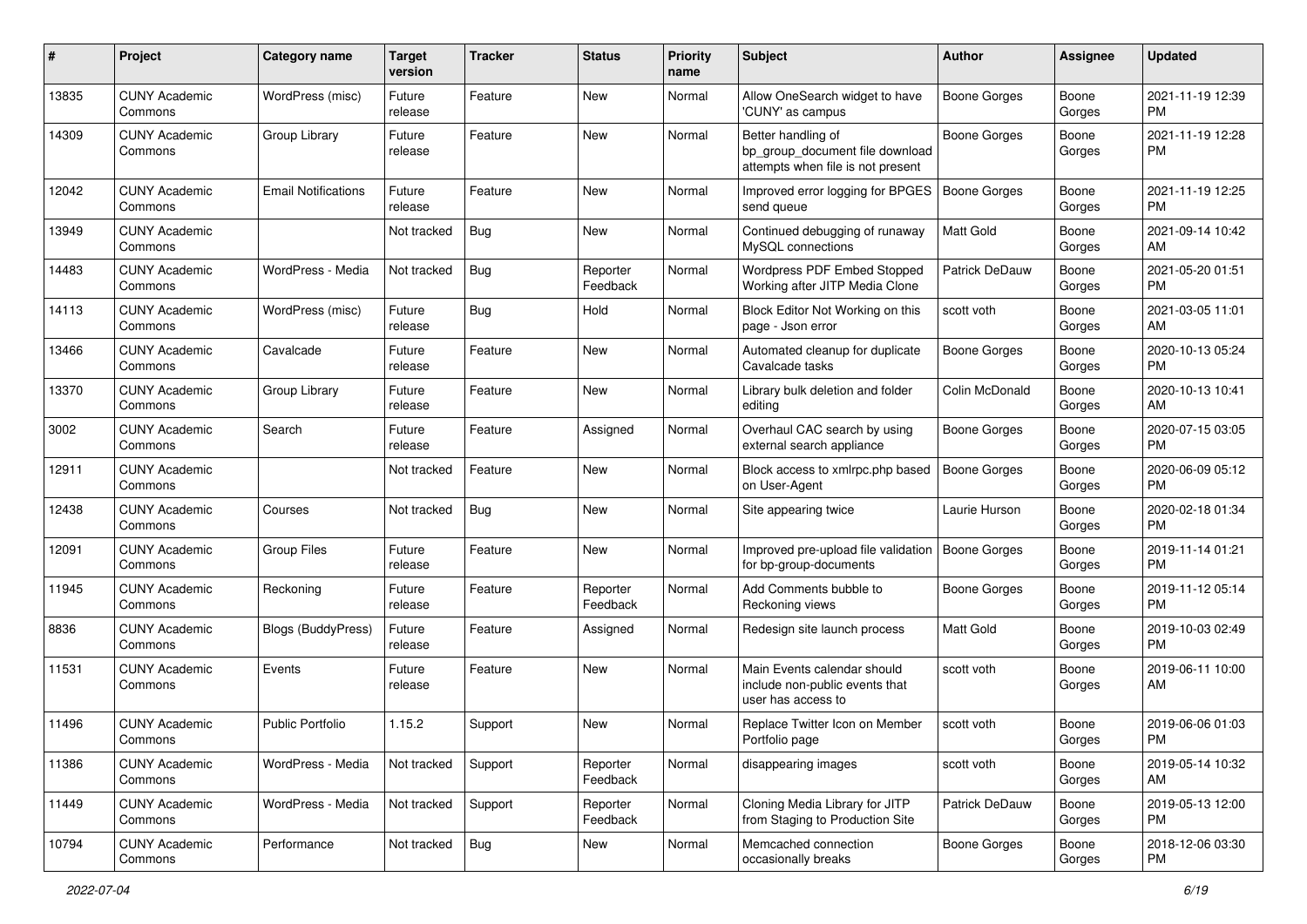| # | Project | Category name | Target version | Tracker | Status | Priority name | Subject | Author | Assignee | Updated |
|---|---|---|---|---|---|---|---|---|---|---|
| 13835 | CUNY Academic Commons | WordPress (misc) | Future release | Feature | New | Normal | Allow OneSearch widget to have 'CUNY' as campus | Boone Gorges | Boone Gorges | 2021-11-19 12:39 PM |
| 14309 | CUNY Academic Commons | Group Library | Future release | Feature | New | Normal | Better handling of bp_group_document file download attempts when file is not present | Boone Gorges | Boone Gorges | 2021-11-19 12:28 PM |
| 12042 | CUNY Academic Commons | Email Notifications | Future release | Feature | New | Normal | Improved error logging for BPGES send queue | Boone Gorges | Boone Gorges | 2021-11-19 12:25 PM |
| 13949 | CUNY Academic Commons | | Not tracked | Bug | New | Normal | Continued debugging of runaway MySQL connections | Matt Gold | Boone Gorges | 2021-09-14 10:42 AM |
| 14483 | CUNY Academic Commons | WordPress - Media | Not tracked | Bug | Reporter Feedback | Normal | Wordpress PDF Embed Stopped Working after JITP Media Clone | Patrick DeDauw | Boone Gorges | 2021-05-20 01:51 PM |
| 14113 | CUNY Academic Commons | WordPress (misc) | Future release | Bug | Hold | Normal | Block Editor Not Working on this page - Json error | scott voth | Boone Gorges | 2021-03-05 11:01 AM |
| 13466 | CUNY Academic Commons | Cavalcade | Future release | Feature | New | Normal | Automated cleanup for duplicate Cavalcade tasks | Boone Gorges | Boone Gorges | 2020-10-13 05:24 PM |
| 13370 | CUNY Academic Commons | Group Library | Future release | Feature | New | Normal | Library bulk deletion and folder editing | Colin McDonald | Boone Gorges | 2020-10-13 10:41 AM |
| 3002 | CUNY Academic Commons | Search | Future release | Feature | Assigned | Normal | Overhaul CAC search by using external search appliance | Boone Gorges | Boone Gorges | 2020-07-15 03:05 PM |
| 12911 | CUNY Academic Commons | | Not tracked | Feature | New | Normal | Block access to xmlrpc.php based on User-Agent | Boone Gorges | Boone Gorges | 2020-06-09 05:12 PM |
| 12438 | CUNY Academic Commons | Courses | Not tracked | Bug | New | Normal | Site appearing twice | Laurie Hurson | Boone Gorges | 2020-02-18 01:34 PM |
| 12091 | CUNY Academic Commons | Group Files | Future release | Feature | New | Normal | Improved pre-upload file validation for bp-group-documents | Boone Gorges | Boone Gorges | 2019-11-14 01:21 PM |
| 11945 | CUNY Academic Commons | Reckoning | Future release | Feature | Reporter Feedback | Normal | Add Comments bubble to Reckoning views | Boone Gorges | Boone Gorges | 2019-11-12 05:14 PM |
| 8836 | CUNY Academic Commons | Blogs (BuddyPress) | Future release | Feature | Assigned | Normal | Redesign site launch process | Matt Gold | Boone Gorges | 2019-10-03 02:49 PM |
| 11531 | CUNY Academic Commons | Events | Future release | Feature | New | Normal | Main Events calendar should include non-public events that user has access to | scott voth | Boone Gorges | 2019-06-11 10:00 AM |
| 11496 | CUNY Academic Commons | Public Portfolio | 1.15.2 | Support | New | Normal | Replace Twitter Icon on Member Portfolio page | scott voth | Boone Gorges | 2019-06-06 01:03 PM |
| 11386 | CUNY Academic Commons | WordPress - Media | Not tracked | Support | Reporter Feedback | Normal | disappearing images | scott voth | Boone Gorges | 2019-05-14 10:32 AM |
| 11449 | CUNY Academic Commons | WordPress - Media | Not tracked | Support | Reporter Feedback | Normal | Cloning Media Library for JITP from Staging to Production Site | Patrick DeDauw | Boone Gorges | 2019-05-13 12:00 PM |
| 10794 | CUNY Academic Commons | Performance | Not tracked | Bug | New | Normal | Memcached connection occasionally breaks | Boone Gorges | Boone Gorges | 2018-12-06 03:30 PM |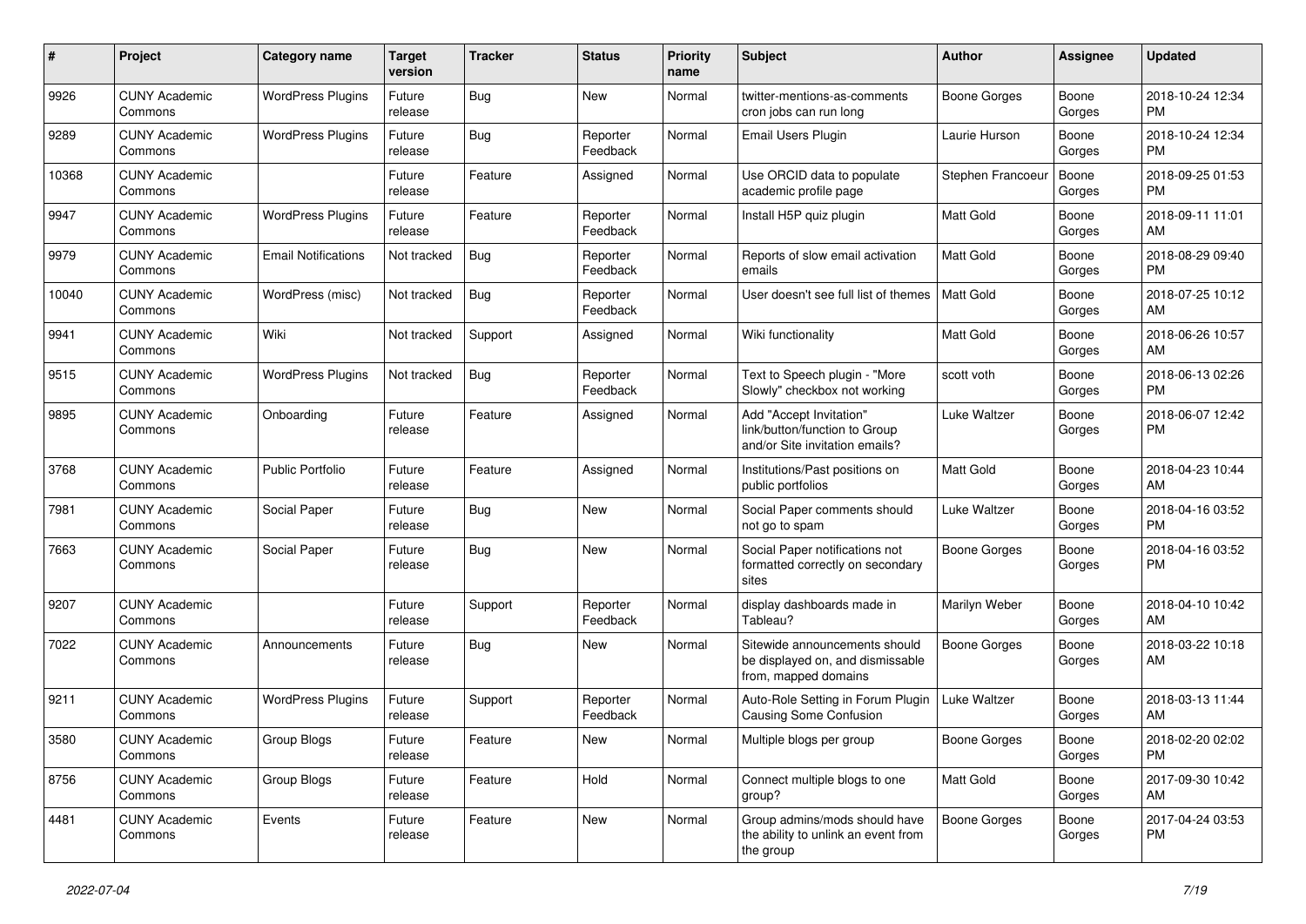| # | Project | Category name | Target version | Tracker | Status | Priority name | Subject | Author | Assignee | Updated |
|---|---|---|---|---|---|---|---|---|---|---|
| 9926 | CUNY Academic Commons | WordPress Plugins | Future release | Bug | New | Normal | twitter-mentions-as-comments cron jobs can run long | Boone Gorges | Boone Gorges | 2018-10-24 12:34 PM |
| 9289 | CUNY Academic Commons | WordPress Plugins | Future release | Bug | Reporter Feedback | Normal | Email Users Plugin | Laurie Hurson | Boone Gorges | 2018-10-24 12:34 PM |
| 10368 | CUNY Academic Commons | | Future release | Feature | Assigned | Normal | Use ORCID data to populate academic profile page | Stephen Francoeur | Boone Gorges | 2018-09-25 01:53 PM |
| 9947 | CUNY Academic Commons | WordPress Plugins | Future release | Feature | Reporter Feedback | Normal | Install H5P quiz plugin | Matt Gold | Boone Gorges | 2018-09-11 11:01 AM |
| 9979 | CUNY Academic Commons | Email Notifications | Not tracked | Bug | Reporter Feedback | Normal | Reports of slow email activation emails | Matt Gold | Boone Gorges | 2018-08-29 09:40 PM |
| 10040 | CUNY Academic Commons | WordPress (misc) | Not tracked | Bug | Reporter Feedback | Normal | User doesn't see full list of themes | Matt Gold | Boone Gorges | 2018-07-25 10:12 AM |
| 9941 | CUNY Academic Commons | Wiki | Not tracked | Support | Assigned | Normal | Wiki functionality | Matt Gold | Boone Gorges | 2018-06-26 10:57 AM |
| 9515 | CUNY Academic Commons | WordPress Plugins | Not tracked | Bug | Reporter Feedback | Normal | Text to Speech plugin - "More Slowly" checkbox not working | scott voth | Boone Gorges | 2018-06-13 02:26 PM |
| 9895 | CUNY Academic Commons | Onboarding | Future release | Feature | Assigned | Normal | Add "Accept Invitation" link/button/function to Group and/or Site invitation emails? | Luke Waltzer | Boone Gorges | 2018-06-07 12:42 PM |
| 3768 | CUNY Academic Commons | Public Portfolio | Future release | Feature | Assigned | Normal | Institutions/Past positions on public portfolios | Matt Gold | Boone Gorges | 2018-04-23 10:44 AM |
| 7981 | CUNY Academic Commons | Social Paper | Future release | Bug | New | Normal | Social Paper comments should not go to spam | Luke Waltzer | Boone Gorges | 2018-04-16 03:52 PM |
| 7663 | CUNY Academic Commons | Social Paper | Future release | Bug | New | Normal | Social Paper notifications not formatted correctly on secondary sites | Boone Gorges | Boone Gorges | 2018-04-16 03:52 PM |
| 9207 | CUNY Academic Commons | | Future release | Support | Reporter Feedback | Normal | display dashboards made in Tableau? | Marilyn Weber | Boone Gorges | 2018-04-10 10:42 AM |
| 7022 | CUNY Academic Commons | Announcements | Future release | Bug | New | Normal | Sitewide announcements should be displayed on, and dismissable from, mapped domains | Boone Gorges | Boone Gorges | 2018-03-22 10:18 AM |
| 9211 | CUNY Academic Commons | WordPress Plugins | Future release | Support | Reporter Feedback | Normal | Auto-Role Setting in Forum Plugin Causing Some Confusion | Luke Waltzer | Boone Gorges | 2018-03-13 11:44 AM |
| 3580 | CUNY Academic Commons | Group Blogs | Future release | Feature | New | Normal | Multiple blogs per group | Boone Gorges | Boone Gorges | 2018-02-20 02:02 PM |
| 8756 | CUNY Academic Commons | Group Blogs | Future release | Feature | Hold | Normal | Connect multiple blogs to one group? | Matt Gold | Boone Gorges | 2017-09-30 10:42 AM |
| 4481 | CUNY Academic Commons | Events | Future release | Feature | New | Normal | Group admins/mods should have the ability to unlink an event from the group | Boone Gorges | Boone Gorges | 2017-04-24 03:53 PM |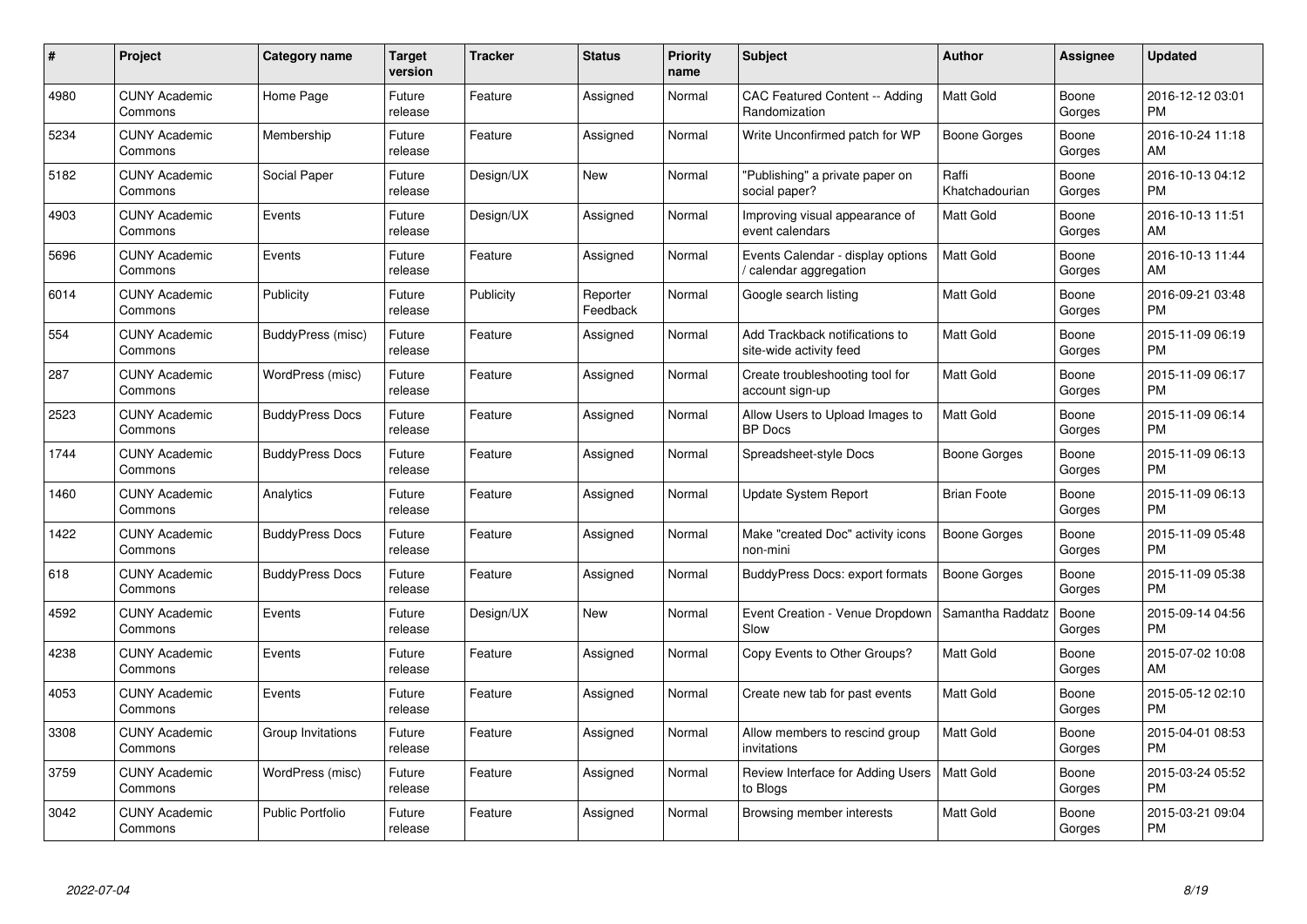| # | Project | Category name | Target version | Tracker | Status | Priority name | Subject | Author | Assignee | Updated |
|---|---|---|---|---|---|---|---|---|---|---|
| 4980 | CUNY Academic Commons | Home Page | Future release | Feature | Assigned | Normal | CAC Featured Content -- Adding Randomization | Matt Gold | Boone Gorges | 2016-12-12 03:01 PM |
| 5234 | CUNY Academic Commons | Membership | Future release | Feature | Assigned | Normal | Write Unconfirmed patch for WP | Boone Gorges | Boone Gorges | 2016-10-24 11:18 AM |
| 5182 | CUNY Academic Commons | Social Paper | Future release | Design/UX | New | Normal | "Publishing" a private paper on social paper? | Raffi Khatchadourian | Boone Gorges | 2016-10-13 04:12 PM |
| 4903 | CUNY Academic Commons | Events | Future release | Design/UX | Assigned | Normal | Improving visual appearance of event calendars | Matt Gold | Boone Gorges | 2016-10-13 11:51 AM |
| 5696 | CUNY Academic Commons | Events | Future release | Feature | Assigned | Normal | Events Calendar - display options / calendar aggregation | Matt Gold | Boone Gorges | 2016-10-13 11:44 AM |
| 6014 | CUNY Academic Commons | Publicity | Future release | Publicity | Reporter Feedback | Normal | Google search listing | Matt Gold | Boone Gorges | 2016-09-21 03:48 PM |
| 554 | CUNY Academic Commons | BuddyPress (misc) | Future release | Feature | Assigned | Normal | Add Trackback notifications to site-wide activity feed | Matt Gold | Boone Gorges | 2015-11-09 06:19 PM |
| 287 | CUNY Academic Commons | WordPress (misc) | Future release | Feature | Assigned | Normal | Create troubleshooting tool for account sign-up | Matt Gold | Boone Gorges | 2015-11-09 06:17 PM |
| 2523 | CUNY Academic Commons | BuddyPress Docs | Future release | Feature | Assigned | Normal | Allow Users to Upload Images to BP Docs | Matt Gold | Boone Gorges | 2015-11-09 06:14 PM |
| 1744 | CUNY Academic Commons | BuddyPress Docs | Future release | Feature | Assigned | Normal | Spreadsheet-style Docs | Boone Gorges | Boone Gorges | 2015-11-09 06:13 PM |
| 1460 | CUNY Academic Commons | Analytics | Future release | Feature | Assigned | Normal | Update System Report | Brian Foote | Boone Gorges | 2015-11-09 06:13 PM |
| 1422 | CUNY Academic Commons | BuddyPress Docs | Future release | Feature | Assigned | Normal | Make "created Doc" activity icons non-mini | Boone Gorges | Boone Gorges | 2015-11-09 05:48 PM |
| 618 | CUNY Academic Commons | BuddyPress Docs | Future release | Feature | Assigned | Normal | BuddyPress Docs: export formats | Boone Gorges | Boone Gorges | 2015-11-09 05:38 PM |
| 4592 | CUNY Academic Commons | Events | Future release | Design/UX | New | Normal | Event Creation - Venue Dropdown Slow | Samantha Raddatz | Boone Gorges | 2015-09-14 04:56 PM |
| 4238 | CUNY Academic Commons | Events | Future release | Feature | Assigned | Normal | Copy Events to Other Groups? | Matt Gold | Boone Gorges | 2015-07-02 10:08 AM |
| 4053 | CUNY Academic Commons | Events | Future release | Feature | Assigned | Normal | Create new tab for past events | Matt Gold | Boone Gorges | 2015-05-12 02:10 PM |
| 3308 | CUNY Academic Commons | Group Invitations | Future release | Feature | Assigned | Normal | Allow members to rescind group invitations | Matt Gold | Boone Gorges | 2015-04-01 08:53 PM |
| 3759 | CUNY Academic Commons | WordPress (misc) | Future release | Feature | Assigned | Normal | Review Interface for Adding Users to Blogs | Matt Gold | Boone Gorges | 2015-03-24 05:52 PM |
| 3042 | CUNY Academic Commons | Public Portfolio | Future release | Feature | Assigned | Normal | Browsing member interests | Matt Gold | Boone Gorges | 2015-03-21 09:04 PM |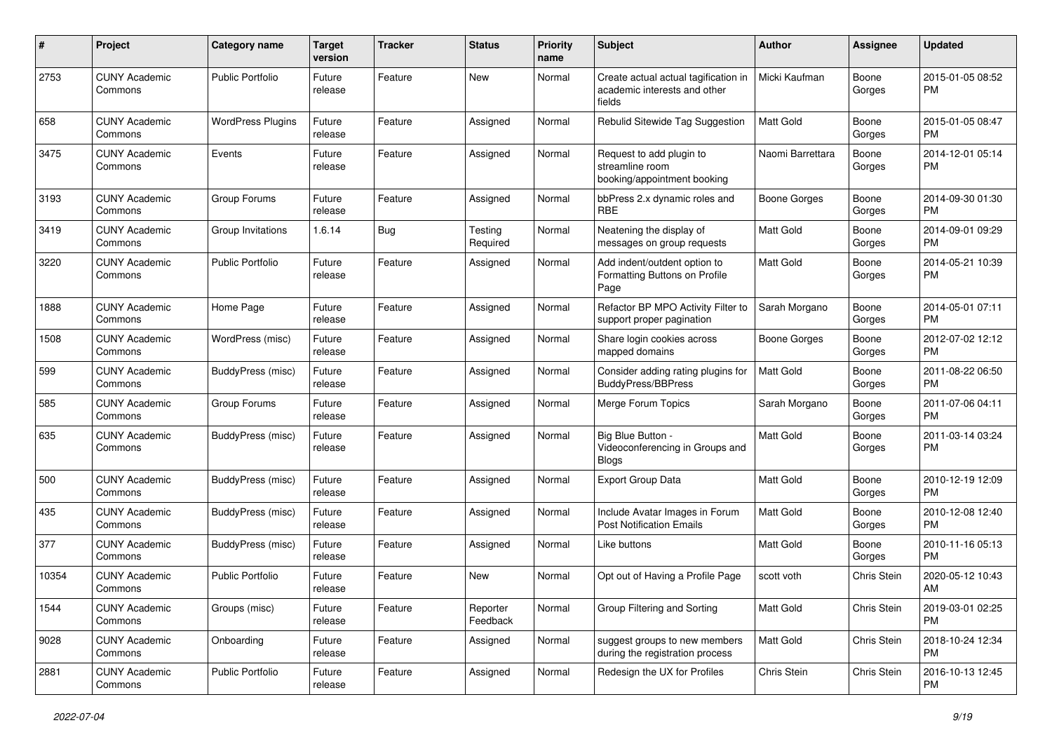| # | Project | Category name | Target version | Tracker | Status | Priority name | Subject | Author | Assignee | Updated |
|---|---|---|---|---|---|---|---|---|---|---|
| 2753 | CUNY Academic Commons | Public Portfolio | Future release | Feature | New | Normal | Create actual actual tagification in academic interests and other fields | Micki Kaufman | Boone Gorges | 2015-01-05 08:52 PM |
| 658 | CUNY Academic Commons | WordPress Plugins | Future release | Feature | Assigned | Normal | Rebulid Sitewide Tag Suggestion | Matt Gold | Boone Gorges | 2015-01-05 08:47 PM |
| 3475 | CUNY Academic Commons | Events | Future release | Feature | Assigned | Normal | Request to add plugin to streamline room booking/appointment booking | Naomi Barrettara | Boone Gorges | 2014-12-01 05:14 PM |
| 3193 | CUNY Academic Commons | Group Forums | Future release | Feature | Assigned | Normal | bbPress 2.x dynamic roles and RBE | Boone Gorges | Boone Gorges | 2014-09-30 01:30 PM |
| 3419 | CUNY Academic Commons | Group Invitations | 1.6.14 | Bug | Testing Required | Normal | Neatening the display of messages on group requests | Matt Gold | Boone Gorges | 2014-09-01 09:29 PM |
| 3220 | CUNY Academic Commons | Public Portfolio | Future release | Feature | Assigned | Normal | Add indent/outdent option to Formatting Buttons on Profile Page | Matt Gold | Boone Gorges | 2014-05-21 10:39 PM |
| 1888 | CUNY Academic Commons | Home Page | Future release | Feature | Assigned | Normal | Refactor BP MPO Activity Filter to support proper pagination | Sarah Morgano | Boone Gorges | 2014-05-01 07:11 PM |
| 1508 | CUNY Academic Commons | WordPress (misc) | Future release | Feature | Assigned | Normal | Share login cookies across mapped domains | Boone Gorges | Boone Gorges | 2012-07-02 12:12 PM |
| 599 | CUNY Academic Commons | BuddyPress (misc) | Future release | Feature | Assigned | Normal | Consider adding rating plugins for BuddyPress/BBPress | Matt Gold | Boone Gorges | 2011-08-22 06:50 PM |
| 585 | CUNY Academic Commons | Group Forums | Future release | Feature | Assigned | Normal | Merge Forum Topics | Sarah Morgano | Boone Gorges | 2011-07-06 04:11 PM |
| 635 | CUNY Academic Commons | BuddyPress (misc) | Future release | Feature | Assigned | Normal | Big Blue Button - Videoconferencing in Groups and Blogs | Matt Gold | Boone Gorges | 2011-03-14 03:24 PM |
| 500 | CUNY Academic Commons | BuddyPress (misc) | Future release | Feature | Assigned | Normal | Export Group Data | Matt Gold | Boone Gorges | 2010-12-19 12:09 PM |
| 435 | CUNY Academic Commons | BuddyPress (misc) | Future release | Feature | Assigned | Normal | Include Avatar Images in Forum Post Notification Emails | Matt Gold | Boone Gorges | 2010-12-08 12:40 PM |
| 377 | CUNY Academic Commons | BuddyPress (misc) | Future release | Feature | Assigned | Normal | Like buttons | Matt Gold | Boone Gorges | 2010-11-16 05:13 PM |
| 10354 | CUNY Academic Commons | Public Portfolio | Future release | Feature | New | Normal | Opt out of Having a Profile Page | scott voth | Chris Stein | 2020-05-12 10:43 AM |
| 1544 | CUNY Academic Commons | Groups (misc) | Future release | Feature | Reporter Feedback | Normal | Group Filtering and Sorting | Matt Gold | Chris Stein | 2019-03-01 02:25 PM |
| 9028 | CUNY Academic Commons | Onboarding | Future release | Feature | Assigned | Normal | suggest groups to new members during the registration process | Matt Gold | Chris Stein | 2018-10-24 12:34 PM |
| 2881 | CUNY Academic Commons | Public Portfolio | Future release | Feature | Assigned | Normal | Redesign the UX for Profiles | Chris Stein | Chris Stein | 2016-10-13 12:45 PM |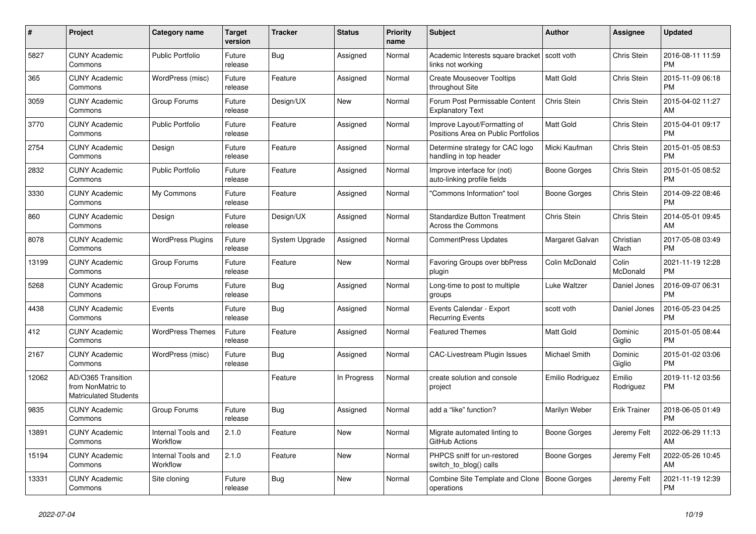| # | Project | Category name | Target version | Tracker | Status | Priority name | Subject | Author | Assignee | Updated |
|---|---|---|---|---|---|---|---|---|---|---|
| 5827 | CUNY Academic Commons | Public Portfolio | Future release | Bug | Assigned | Normal | Academic Interests square bracket links not working | scott voth | Chris Stein | 2016-08-11 11:59 PM |
| 365 | CUNY Academic Commons | WordPress (misc) | Future release | Feature | Assigned | Normal | Create Mouseover Tooltips throughout Site | Matt Gold | Chris Stein | 2015-11-09 06:18 PM |
| 3059 | CUNY Academic Commons | Group Forums | Future release | Design/UX | New | Normal | Forum Post Permissable Content Explanatory Text | Chris Stein | Chris Stein | 2015-04-02 11:27 AM |
| 3770 | CUNY Academic Commons | Public Portfolio | Future release | Feature | Assigned | Normal | Improve Layout/Formatting of Positions Area on Public Portfolios | Matt Gold | Chris Stein | 2015-04-01 09:17 PM |
| 2754 | CUNY Academic Commons | Design | Future release | Feature | Assigned | Normal | Determine strategy for CAC logo handling in top header | Micki Kaufman | Chris Stein | 2015-01-05 08:53 PM |
| 2832 | CUNY Academic Commons | Public Portfolio | Future release | Feature | Assigned | Normal | Improve interface for (not) auto-linking profile fields | Boone Gorges | Chris Stein | 2015-01-05 08:52 PM |
| 3330 | CUNY Academic Commons | My Commons | Future release | Feature | Assigned | Normal | "Commons Information" tool | Boone Gorges | Chris Stein | 2014-09-22 08:46 PM |
| 860 | CUNY Academic Commons | Design | Future release | Design/UX | Assigned | Normal | Standardize Button Treatment Across the Commons | Chris Stein | Chris Stein | 2014-05-01 09:45 AM |
| 8078 | CUNY Academic Commons | WordPress Plugins | Future release | System Upgrade | Assigned | Normal | CommentPress Updates | Margaret Galvan | Christian Wach | 2017-05-08 03:49 PM |
| 13199 | CUNY Academic Commons | Group Forums | Future release | Feature | New | Normal | Favoring Groups over bbPress plugin | Colin McDonald | Colin McDonald | 2021-11-19 12:28 PM |
| 5268 | CUNY Academic Commons | Group Forums | Future release | Bug | Assigned | Normal | Long-time to post to multiple groups | Luke Waltzer | Daniel Jones | 2016-09-07 06:31 PM |
| 4438 | CUNY Academic Commons | Events | Future release | Bug | Assigned | Normal | Events Calendar - Export Recurring Events | scott voth | Daniel Jones | 2016-05-23 04:25 PM |
| 412 | CUNY Academic Commons | WordPress Themes | Future release | Feature | Assigned | Normal | Featured Themes | Matt Gold | Dominic Giglio | 2015-01-05 08:44 PM |
| 2167 | CUNY Academic Commons | WordPress (misc) | Future release | Bug | Assigned | Normal | CAC-Livestream Plugin Issues | Michael Smith | Dominic Giglio | 2015-01-02 03:06 PM |
| 12062 | AD/O365 Transition from NonMatric to Matriculated Students | | | Feature | In Progress | Normal | create solution and console project | Emilio Rodriguez | Emilio Rodriguez | 2019-11-12 03:56 PM |
| 9835 | CUNY Academic Commons | Group Forums | Future release | Bug | Assigned | Normal | add a "like" function? | Marilyn Weber | Erik Trainer | 2018-06-05 01:49 PM |
| 13891 | CUNY Academic Commons | Internal Tools and Workflow | 2.1.0 | Feature | New | Normal | Migrate automated linting to GitHub Actions | Boone Gorges | Jeremy Felt | 2022-06-29 11:13 AM |
| 15194 | CUNY Academic Commons | Internal Tools and Workflow | 2.1.0 | Feature | New | Normal | PHPCS sniff for un-restored switch_to_blog() calls | Boone Gorges | Jeremy Felt | 2022-05-26 10:45 AM |
| 13331 | CUNY Academic Commons | Site cloning | Future release | Bug | New | Normal | Combine Site Template and Clone operations | Boone Gorges | Jeremy Felt | 2021-11-19 12:39 PM |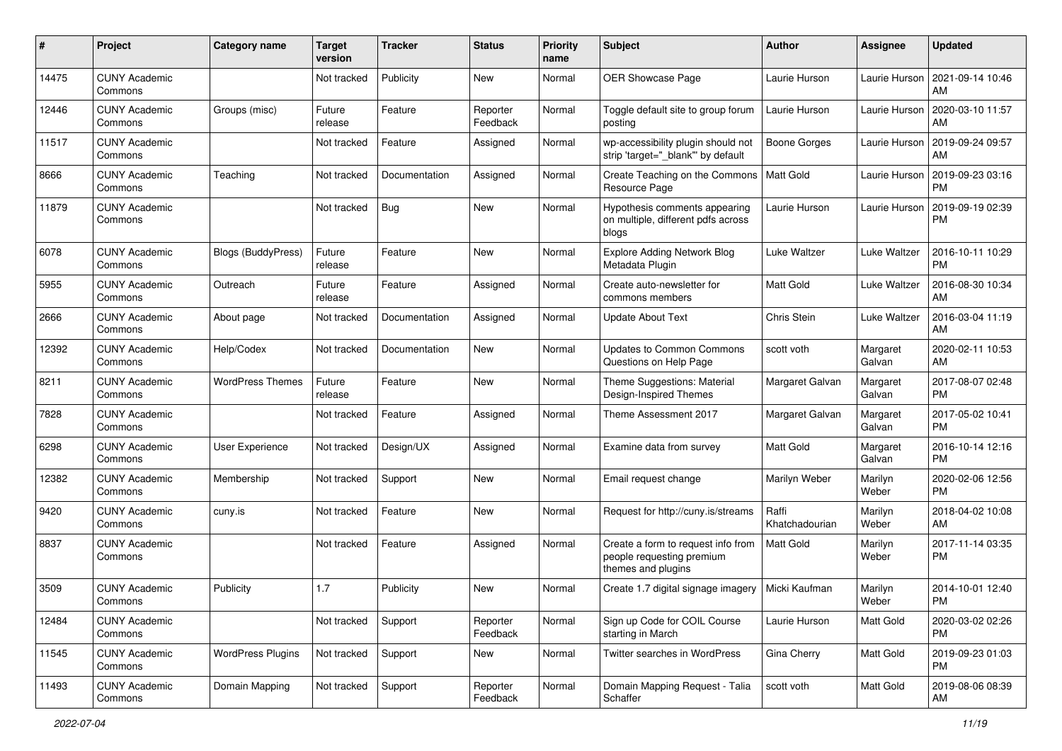| # | Project | Category name | Target version | Tracker | Status | Priority name | Subject | Author | Assignee | Updated |
|---|---|---|---|---|---|---|---|---|---|---|
| 14475 | CUNY Academic Commons | | Not tracked | Publicity | New | Normal | OER Showcase Page | Laurie Hurson | Laurie Hurson | 2021-09-14 10:46 AM |
| 12446 | CUNY Academic Commons | Groups (misc) | Future release | Feature | Reporter Feedback | Normal | Toggle default site to group forum posting | Laurie Hurson | Laurie Hurson | 2020-03-10 11:57 AM |
| 11517 | CUNY Academic Commons | | Not tracked | Feature | Assigned | Normal | wp-accessibility plugin should not strip 'target="_blank"' by default | Boone Gorges | Laurie Hurson | 2019-09-24 09:57 AM |
| 8666 | CUNY Academic Commons | Teaching | Not tracked | Documentation | Assigned | Normal | Create Teaching on the Commons Resource Page | Matt Gold | Laurie Hurson | 2019-09-23 03:16 PM |
| 11879 | CUNY Academic Commons | | Not tracked | Bug | New | Normal | Hypothesis comments appearing on multiple, different pdfs across blogs | Laurie Hurson | Laurie Hurson | 2019-09-19 02:39 PM |
| 6078 | CUNY Academic Commons | Blogs (BuddyPress) | Future release | Feature | New | Normal | Explore Adding Network Blog Metadata Plugin | Luke Waltzer | Luke Waltzer | 2016-10-11 10:29 PM |
| 5955 | CUNY Academic Commons | Outreach | Future release | Feature | Assigned | Normal | Create auto-newsletter for commons members | Matt Gold | Luke Waltzer | 2016-08-30 10:34 AM |
| 2666 | CUNY Academic Commons | About page | Not tracked | Documentation | Assigned | Normal | Update About Text | Chris Stein | Luke Waltzer | 2016-03-04 11:19 AM |
| 12392 | CUNY Academic Commons | Help/Codex | Not tracked | Documentation | New | Normal | Updates to Common Commons Questions on Help Page | scott voth | Margaret Galvan | 2020-02-11 10:53 AM |
| 8211 | CUNY Academic Commons | WordPress Themes | Future release | Feature | New | Normal | Theme Suggestions: Material Design-Inspired Themes | Margaret Galvan | Margaret Galvan | 2017-08-07 02:48 PM |
| 7828 | CUNY Academic Commons | | Not tracked | Feature | Assigned | Normal | Theme Assessment 2017 | Margaret Galvan | Margaret Galvan | 2017-05-02 10:41 PM |
| 6298 | CUNY Academic Commons | User Experience | Not tracked | Design/UX | Assigned | Normal | Examine data from survey | Matt Gold | Margaret Galvan | 2016-10-14 12:16 PM |
| 12382 | CUNY Academic Commons | Membership | Not tracked | Support | New | Normal | Email request change | Marilyn Weber | Marilyn Weber | 2020-02-06 12:56 PM |
| 9420 | CUNY Academic Commons | cuny.is | Not tracked | Feature | New | Normal | Request for http://cuny.is/streams | Raffi Khatchadourian | Marilyn Weber | 2018-04-02 10:08 AM |
| 8837 | CUNY Academic Commons | | Not tracked | Feature | Assigned | Normal | Create a form to request info from people requesting premium themes and plugins | Matt Gold | Marilyn Weber | 2017-11-14 03:35 PM |
| 3509 | CUNY Academic Commons | Publicity | 1.7 | Publicity | New | Normal | Create 1.7 digital signage imagery | Micki Kaufman | Marilyn Weber | 2014-10-01 12:40 PM |
| 12484 | CUNY Academic Commons | | Not tracked | Support | Reporter Feedback | Normal | Sign up Code for COIL Course starting in March | Laurie Hurson | Matt Gold | 2020-03-02 02:26 PM |
| 11545 | CUNY Academic Commons | WordPress Plugins | Not tracked | Support | New | Normal | Twitter searches in WordPress | Gina Cherry | Matt Gold | 2019-09-23 01:03 PM |
| 11493 | CUNY Academic Commons | Domain Mapping | Not tracked | Support | Reporter Feedback | Normal | Domain Mapping Request - Talia Schaffer | scott voth | Matt Gold | 2019-08-06 08:39 AM |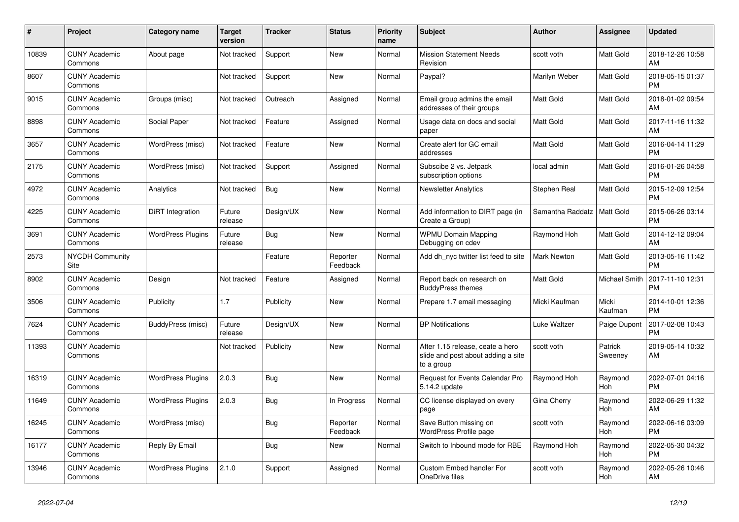| # | Project | Category name | Target version | Tracker | Status | Priority name | Subject | Author | Assignee | Updated |
|---|---|---|---|---|---|---|---|---|---|---|
| 10839 | CUNY Academic Commons | About page | Not tracked | Support | New | Normal | Mission Statement Needs Revision | scott voth | Matt Gold | 2018-12-26 10:58 AM |
| 8607 | CUNY Academic Commons | | Not tracked | Support | New | Normal | Paypal? | Marilyn Weber | Matt Gold | 2018-05-15 01:37 PM |
| 9015 | CUNY Academic Commons | Groups (misc) | Not tracked | Outreach | Assigned | Normal | Email group admins the email addresses of their groups | Matt Gold | Matt Gold | 2018-01-02 09:54 AM |
| 8898 | CUNY Academic Commons | Social Paper | Not tracked | Feature | Assigned | Normal | Usage data on docs and social paper | Matt Gold | Matt Gold | 2017-11-16 11:32 AM |
| 3657 | CUNY Academic Commons | WordPress (misc) | Not tracked | Feature | New | Normal | Create alert for GC email addresses | Matt Gold | Matt Gold | 2016-04-14 11:29 PM |
| 2175 | CUNY Academic Commons | WordPress (misc) | Not tracked | Support | Assigned | Normal | Subscibe 2 vs. Jetpack subscription options | local admin | Matt Gold | 2016-01-26 04:58 PM |
| 4972 | CUNY Academic Commons | Analytics | Not tracked | Bug | New | Normal | Newsletter Analytics | Stephen Real | Matt Gold | 2015-12-09 12:54 PM |
| 4225 | CUNY Academic Commons | DiRT Integration | Future release | Design/UX | New | Normal | Add information to DIRT page (in Create a Group) | Samantha Raddatz | Matt Gold | 2015-06-26 03:14 PM |
| 3691 | CUNY Academic Commons | WordPress Plugins | Future release | Bug | New | Normal | WPMU Domain Mapping Debugging on cdev | Raymond Hoh | Matt Gold | 2014-12-12 09:04 AM |
| 2573 | NYCDH Community Site | | | Feature | Reporter Feedback | Normal | Add dh_nyc twitter list feed to site | Mark Newton | Matt Gold | 2013-05-16 11:42 PM |
| 8902 | CUNY Academic Commons | Design | Not tracked | Feature | Assigned | Normal | Report back on research on BuddyPress themes | Matt Gold | Michael Smith | 2017-11-10 12:31 PM |
| 3506 | CUNY Academic Commons | Publicity | 1.7 | Publicity | New | Normal | Prepare 1.7 email messaging | Micki Kaufman | Micki Kaufman | 2014-10-01 12:36 PM |
| 7624 | CUNY Academic Commons | BuddyPress (misc) | Future release | Design/UX | New | Normal | BP Notifications | Luke Waltzer | Paige Dupont | 2017-02-08 10:43 PM |
| 11393 | CUNY Academic Commons | | Not tracked | Publicity | New | Normal | After 1.15 release, ceate a hero slide and post about adding a site to a group | scott voth | Patrick Sweeney | 2019-05-14 10:32 AM |
| 16319 | CUNY Academic Commons | WordPress Plugins | 2.0.3 | Bug | New | Normal | Request for Events Calendar Pro 5.14.2 update | Raymond Hoh | Raymond Hoh | 2022-07-01 04:16 PM |
| 11649 | CUNY Academic Commons | WordPress Plugins | 2.0.3 | Bug | In Progress | Normal | CC license displayed on every page | Gina Cherry | Raymond Hoh | 2022-06-29 11:32 AM |
| 16245 | CUNY Academic Commons | WordPress (misc) | | Bug | Reporter Feedback | Normal | Save Button missing on WordPress Profile page | scott voth | Raymond Hoh | 2022-06-16 03:09 PM |
| 16177 | CUNY Academic Commons | Reply By Email | | Bug | New | Normal | Switch to Inbound mode for RBE | Raymond Hoh | Raymond Hoh | 2022-05-30 04:32 PM |
| 13946 | CUNY Academic Commons | WordPress Plugins | 2.1.0 | Support | Assigned | Normal | Custom Embed handler For OneDrive files | scott voth | Raymond Hoh | 2022-05-26 10:46 AM |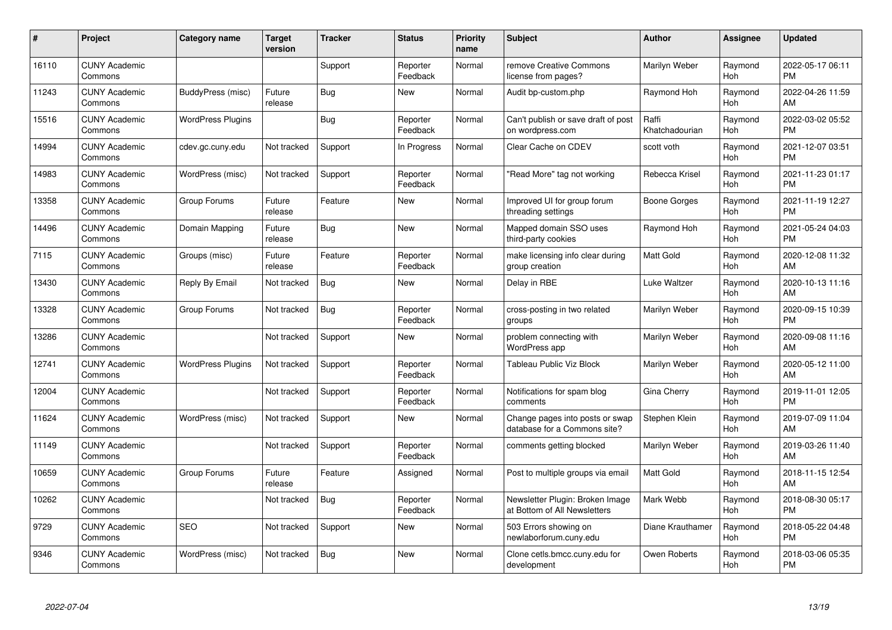| # | Project | Category name | Target version | Tracker | Status | Priority name | Subject | Author | Assignee | Updated |
|---|---|---|---|---|---|---|---|---|---|---|
| 16110 | CUNY Academic Commons | | | Support | Reporter Feedback | Normal | remove Creative Commons license from pages? | Marilyn Weber | Raymond Hoh | 2022-05-17 06:11 PM |
| 11243 | CUNY Academic Commons | BuddyPress (misc) | Future release | Bug | New | Normal | Audit bp-custom.php | Raymond Hoh | Raymond Hoh | 2022-04-26 11:59 AM |
| 15516 | CUNY Academic Commons | WordPress Plugins | | Bug | Reporter Feedback | Normal | Can't publish or save draft of post on wordpress.com | Raffi Khatchadourian | Raymond Hoh | 2022-03-02 05:52 PM |
| 14994 | CUNY Academic Commons | cdev.gc.cuny.edu | Not tracked | Support | In Progress | Normal | Clear Cache on CDEV | scott voth | Raymond Hoh | 2021-12-07 03:51 PM |
| 14983 | CUNY Academic Commons | WordPress (misc) | Not tracked | Support | Reporter Feedback | Normal | "Read More" tag not working | Rebecca Krisel | Raymond Hoh | 2021-11-23 01:17 PM |
| 13358 | CUNY Academic Commons | Group Forums | Future release | Feature | New | Normal | Improved UI for group forum threading settings | Boone Gorges | Raymond Hoh | 2021-11-19 12:27 PM |
| 14496 | CUNY Academic Commons | Domain Mapping | Future release | Bug | New | Normal | Mapped domain SSO uses third-party cookies | Raymond Hoh | Raymond Hoh | 2021-05-24 04:03 PM |
| 7115 | CUNY Academic Commons | Groups (misc) | Future release | Feature | Reporter Feedback | Normal | make licensing info clear during group creation | Matt Gold | Raymond Hoh | 2020-12-08 11:32 AM |
| 13430 | CUNY Academic Commons | Reply By Email | Not tracked | Bug | New | Normal | Delay in RBE | Luke Waltzer | Raymond Hoh | 2020-10-13 11:16 AM |
| 13328 | CUNY Academic Commons | Group Forums | Not tracked | Bug | Reporter Feedback | Normal | cross-posting in two related groups | Marilyn Weber | Raymond Hoh | 2020-09-15 10:39 PM |
| 13286 | CUNY Academic Commons | | Not tracked | Support | New | Normal | problem connecting with WordPress app | Marilyn Weber | Raymond Hoh | 2020-09-08 11:16 AM |
| 12741 | CUNY Academic Commons | WordPress Plugins | Not tracked | Support | Reporter Feedback | Normal | Tableau Public Viz Block | Marilyn Weber | Raymond Hoh | 2020-05-12 11:00 AM |
| 12004 | CUNY Academic Commons | | Not tracked | Support | Reporter Feedback | Normal | Notifications for spam blog comments | Gina Cherry | Raymond Hoh | 2019-11-01 12:05 PM |
| 11624 | CUNY Academic Commons | WordPress (misc) | Not tracked | Support | New | Normal | Change pages into posts or swap database for a Commons site? | Stephen Klein | Raymond Hoh | 2019-07-09 11:04 AM |
| 11149 | CUNY Academic Commons | | Not tracked | Support | Reporter Feedback | Normal | comments getting blocked | Marilyn Weber | Raymond Hoh | 2019-03-26 11:40 AM |
| 10659 | CUNY Academic Commons | Group Forums | Future release | Feature | Assigned | Normal | Post to multiple groups via email | Matt Gold | Raymond Hoh | 2018-11-15 12:54 AM |
| 10262 | CUNY Academic Commons | | Not tracked | Bug | Reporter Feedback | Normal | Newsletter Plugin: Broken Image at Bottom of All Newsletters | Mark Webb | Raymond Hoh | 2018-08-30 05:17 PM |
| 9729 | CUNY Academic Commons | SEO | Not tracked | Support | New | Normal | 503 Errors showing on newlaborforum.cuny.edu | Diane Krauthamer | Raymond Hoh | 2018-05-22 04:48 PM |
| 9346 | CUNY Academic Commons | WordPress (misc) | Not tracked | Bug | New | Normal | Clone cetls.bmcc.cuny.edu for development | Owen Roberts | Raymond Hoh | 2018-03-06 05:35 PM |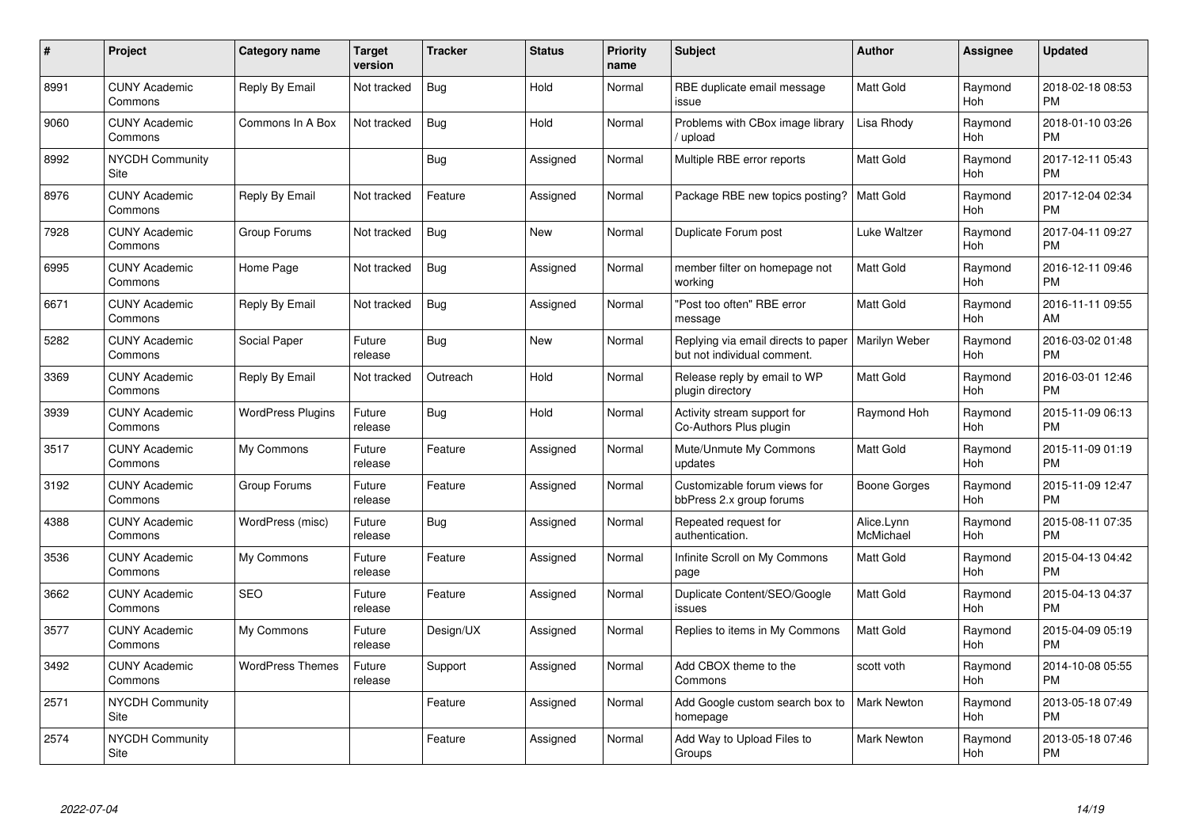| # | Project | Category name | Target version | Tracker | Status | Priority name | Subject | Author | Assignee | Updated |
|---|---|---|---|---|---|---|---|---|---|---|
| 8991 | CUNY Academic Commons | Reply By Email | Not tracked | Bug | Hold | Normal | RBE duplicate email message issue | Matt Gold | Raymond Hoh | 2018-02-18 08:53 PM |
| 9060 | CUNY Academic Commons | Commons In A Box | Not tracked | Bug | Hold | Normal | Problems with CBox image library / upload | Lisa Rhody | Raymond Hoh | 2018-01-10 03:26 PM |
| 8992 | NYCDH Community Site | | | Bug | Assigned | Normal | Multiple RBE error reports | Matt Gold | Raymond Hoh | 2017-12-11 05:43 PM |
| 8976 | CUNY Academic Commons | Reply By Email | Not tracked | Feature | Assigned | Normal | Package RBE new topics posting? | Matt Gold | Raymond Hoh | 2017-12-04 02:34 PM |
| 7928 | CUNY Academic Commons | Group Forums | Not tracked | Bug | New | Normal | Duplicate Forum post | Luke Waltzer | Raymond Hoh | 2017-04-11 09:27 PM |
| 6995 | CUNY Academic Commons | Home Page | Not tracked | Bug | Assigned | Normal | member filter on homepage not working | Matt Gold | Raymond Hoh | 2016-12-11 09:46 PM |
| 6671 | CUNY Academic Commons | Reply By Email | Not tracked | Bug | Assigned | Normal | "Post too often" RBE error message | Matt Gold | Raymond Hoh | 2016-11-11 09:55 AM |
| 5282 | CUNY Academic Commons | Social Paper | Future release | Bug | New | Normal | Replying via email directs to paper but not individual comment. | Marilyn Weber | Raymond Hoh | 2016-03-02 01:48 PM |
| 3369 | CUNY Academic Commons | Reply By Email | Not tracked | Outreach | Hold | Normal | Release reply by email to WP plugin directory | Matt Gold | Raymond Hoh | 2016-03-01 12:46 PM |
| 3939 | CUNY Academic Commons | WordPress Plugins | Future release | Bug | Hold | Normal | Activity stream support for Co-Authors Plus plugin | Raymond Hoh | Raymond Hoh | 2015-11-09 06:13 PM |
| 3517 | CUNY Academic Commons | My Commons | Future release | Feature | Assigned | Normal | Mute/Unmute My Commons updates | Matt Gold | Raymond Hoh | 2015-11-09 01:19 PM |
| 3192 | CUNY Academic Commons | Group Forums | Future release | Feature | Assigned | Normal | Customizable forum views for bbPress 2.x group forums | Boone Gorges | Raymond Hoh | 2015-11-09 12:47 PM |
| 4388 | CUNY Academic Commons | WordPress (misc) | Future release | Bug | Assigned | Normal | Repeated request for authentication. | Alice.Lynn McMichael | Raymond Hoh | 2015-08-11 07:35 PM |
| 3536 | CUNY Academic Commons | My Commons | Future release | Feature | Assigned | Normal | Infinite Scroll on My Commons page | Matt Gold | Raymond Hoh | 2015-04-13 04:42 PM |
| 3662 | CUNY Academic Commons | SEO | Future release | Feature | Assigned | Normal | Duplicate Content/SEO/Google issues | Matt Gold | Raymond Hoh | 2015-04-13 04:37 PM |
| 3577 | CUNY Academic Commons | My Commons | Future release | Design/UX | Assigned | Normal | Replies to items in My Commons | Matt Gold | Raymond Hoh | 2015-04-09 05:19 PM |
| 3492 | CUNY Academic Commons | WordPress Themes | Future release | Support | Assigned | Normal | Add CBOX theme to the Commons | scott voth | Raymond Hoh | 2014-10-08 05:55 PM |
| 2571 | NYCDH Community Site | | | Feature | Assigned | Normal | Add Google custom search box to homepage | Mark Newton | Raymond Hoh | 2013-05-18 07:49 PM |
| 2574 | NYCDH Community Site | | | Feature | Assigned | Normal | Add Way to Upload Files to Groups | Mark Newton | Raymond Hoh | 2013-05-18 07:46 PM |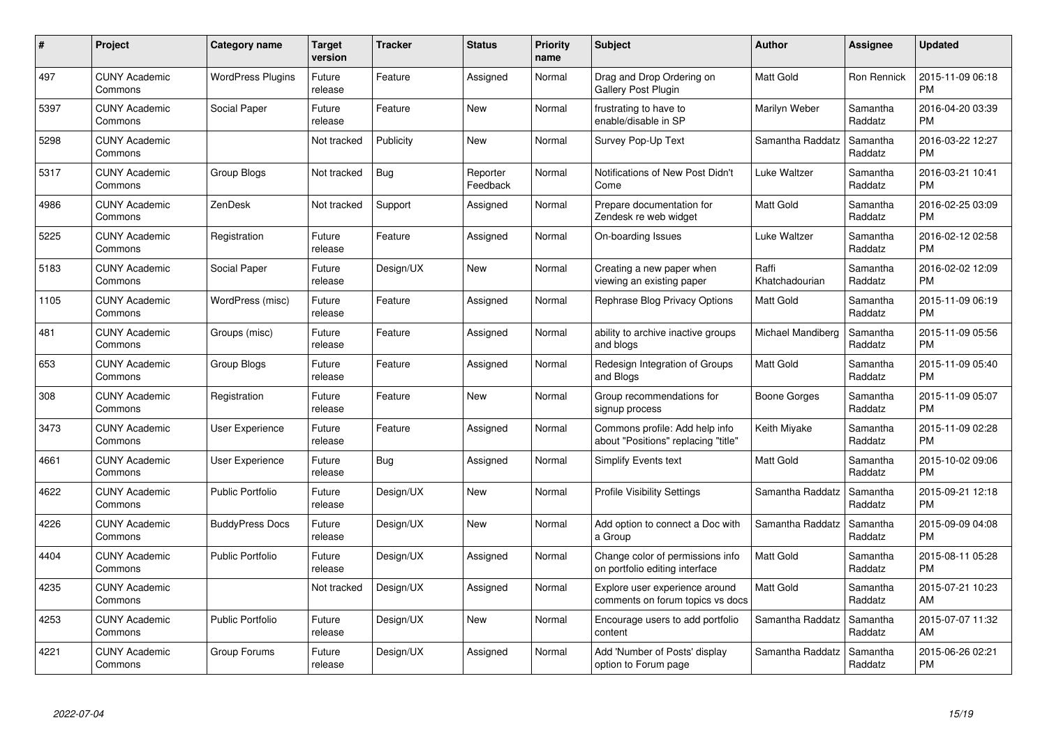| # | Project | Category name | Target version | Tracker | Status | Priority name | Subject | Author | Assignee | Updated |
|---|---|---|---|---|---|---|---|---|---|---|
| 497 | CUNY Academic Commons | WordPress Plugins | Future release | Feature | Assigned | Normal | Drag and Drop Ordering on Gallery Post Plugin | Matt Gold | Ron Rennick | 2015-11-09 06:18 PM |
| 5397 | CUNY Academic Commons | Social Paper | Future release | Feature | New | Normal | frustrating to have to enable/disable in SP | Marilyn Weber | Samantha Raddatz | 2016-04-20 03:39 PM |
| 5298 | CUNY Academic Commons | | Not tracked | Publicity | New | Normal | Survey Pop-Up Text | Samantha Raddatz | Samantha Raddatz | 2016-03-22 12:27 PM |
| 5317 | CUNY Academic Commons | Group Blogs | Not tracked | Bug | Reporter Feedback | Normal | Notifications of New Post Didn't Come | Luke Waltzer | Samantha Raddatz | 2016-03-21 10:41 PM |
| 4986 | CUNY Academic Commons | ZenDesk | Not tracked | Support | Assigned | Normal | Prepare documentation for Zendesk re web widget | Matt Gold | Samantha Raddatz | 2016-02-25 03:09 PM |
| 5225 | CUNY Academic Commons | Registration | Future release | Feature | Assigned | Normal | On-boarding Issues | Luke Waltzer | Samantha Raddatz | 2016-02-12 02:58 PM |
| 5183 | CUNY Academic Commons | Social Paper | Future release | Design/UX | New | Normal | Creating a new paper when viewing an existing paper | Raffi Khatchadourian | Samantha Raddatz | 2016-02-02 12:09 PM |
| 1105 | CUNY Academic Commons | WordPress (misc) | Future release | Feature | Assigned | Normal | Rephrase Blog Privacy Options | Matt Gold | Samantha Raddatz | 2015-11-09 06:19 PM |
| 481 | CUNY Academic Commons | Groups (misc) | Future release | Feature | Assigned | Normal | ability to archive inactive groups and blogs | Michael Mandiberg | Samantha Raddatz | 2015-11-09 05:56 PM |
| 653 | CUNY Academic Commons | Group Blogs | Future release | Feature | Assigned | Normal | Redesign Integration of Groups and Blogs | Matt Gold | Samantha Raddatz | 2015-11-09 05:40 PM |
| 308 | CUNY Academic Commons | Registration | Future release | Feature | New | Normal | Group recommendations for signup process | Boone Gorges | Samantha Raddatz | 2015-11-09 05:07 PM |
| 3473 | CUNY Academic Commons | User Experience | Future release | Feature | Assigned | Normal | Commons profile: Add help info about "Positions" replacing "title" | Keith Miyake | Samantha Raddatz | 2015-11-09 02:28 PM |
| 4661 | CUNY Academic Commons | User Experience | Future release | Bug | Assigned | Normal | Simplify Events text | Matt Gold | Samantha Raddatz | 2015-10-02 09:06 PM |
| 4622 | CUNY Academic Commons | Public Portfolio | Future release | Design/UX | New | Normal | Profile Visibility Settings | Samantha Raddatz | Samantha Raddatz | 2015-09-21 12:18 PM |
| 4226 | CUNY Academic Commons | BuddyPress Docs | Future release | Design/UX | New | Normal | Add option to connect a Doc with a Group | Samantha Raddatz | Samantha Raddatz | 2015-09-09 04:08 PM |
| 4404 | CUNY Academic Commons | Public Portfolio | Future release | Design/UX | Assigned | Normal | Change color of permissions info on portfolio editing interface | Matt Gold | Samantha Raddatz | 2015-08-11 05:28 PM |
| 4235 | CUNY Academic Commons | | Not tracked | Design/UX | Assigned | Normal | Explore user experience around comments on forum topics vs docs | Matt Gold | Samantha Raddatz | 2015-07-21 10:23 AM |
| 4253 | CUNY Academic Commons | Public Portfolio | Future release | Design/UX | New | Normal | Encourage users to add portfolio content | Samantha Raddatz | Samantha Raddatz | 2015-07-07 11:32 AM |
| 4221 | CUNY Academic Commons | Group Forums | Future release | Design/UX | Assigned | Normal | Add 'Number of Posts' display option to Forum page | Samantha Raddatz | Samantha Raddatz | 2015-06-26 02:21 PM |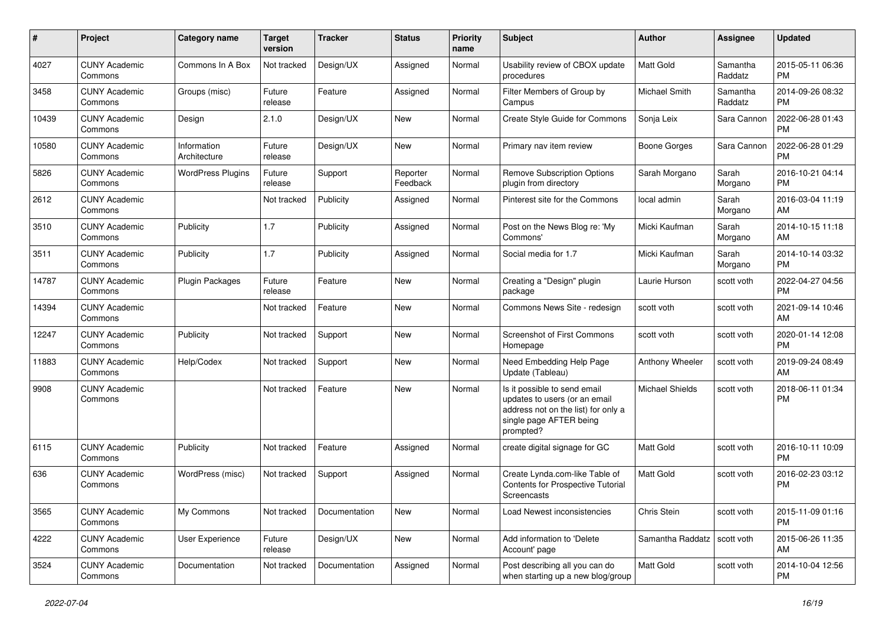| # | Project | Category name | Target version | Tracker | Status | Priority name | Subject | Author | Assignee | Updated |
|---|---|---|---|---|---|---|---|---|---|---|
| 4027 | CUNY Academic Commons | Commons In A Box | Not tracked | Design/UX | Assigned | Normal | Usability review of CBOX update procedures | Matt Gold | Samantha Raddatz | 2015-05-11 06:36 PM |
| 3458 | CUNY Academic Commons | Groups (misc) | Future release | Feature | Assigned | Normal | Filter Members of Group by Campus | Michael Smith | Samantha Raddatz | 2014-09-26 08:32 PM |
| 10439 | CUNY Academic Commons | Design | 2.1.0 | Design/UX | New | Normal | Create Style Guide for Commons | Sonja Leix | Sara Cannon | 2022-06-28 01:43 PM |
| 10580 | CUNY Academic Commons | Information Architecture | Future release | Design/UX | New | Normal | Primary nav item review | Boone Gorges | Sara Cannon | 2022-06-28 01:29 PM |
| 5826 | CUNY Academic Commons | WordPress Plugins | Future release | Support | Reporter Feedback | Normal | Remove Subscription Options plugin from directory | Sarah Morgano | Sarah Morgano | 2016-10-21 04:14 PM |
| 2612 | CUNY Academic Commons | | Not tracked | Publicity | Assigned | Normal | Pinterest site for the Commons | local admin | Sarah Morgano | 2016-03-04 11:19 AM |
| 3510 | CUNY Academic Commons | Publicity | 1.7 | Publicity | Assigned | Normal | Post on the News Blog re: 'My Commons' | Micki Kaufman | Sarah Morgano | 2014-10-15 11:18 AM |
| 3511 | CUNY Academic Commons | Publicity | 1.7 | Publicity | Assigned | Normal | Social media for 1.7 | Micki Kaufman | Sarah Morgano | 2014-10-14 03:32 PM |
| 14787 | CUNY Academic Commons | Plugin Packages | Future release | Feature | New | Normal | Creating a "Design" plugin package | Laurie Hurson | scott voth | 2022-04-27 04:56 PM |
| 14394 | CUNY Academic Commons | | Not tracked | Feature | New | Normal | Commons News Site - redesign | scott voth | scott voth | 2021-09-14 10:46 AM |
| 12247 | CUNY Academic Commons | Publicity | Not tracked | Support | New | Normal | Screenshot of First Commons Homepage | scott voth | scott voth | 2020-01-14 12:08 PM |
| 11883 | CUNY Academic Commons | Help/Codex | Not tracked | Support | New | Normal | Need Embedding Help Page Update (Tableau) | Anthony Wheeler | scott voth | 2019-09-24 08:49 AM |
| 9908 | CUNY Academic Commons | | Not tracked | Feature | New | Normal | Is it possible to send email updates to users (or an email address not on the list) for only a single page AFTER being prompted? | Michael Shields | scott voth | 2018-06-11 01:34 PM |
| 6115 | CUNY Academic Commons | Publicity | Not tracked | Feature | Assigned | Normal | create digital signage for GC | Matt Gold | scott voth | 2016-10-11 10:09 PM |
| 636 | CUNY Academic Commons | WordPress (misc) | Not tracked | Support | Assigned | Normal | Create Lynda.com-like Table of Contents for Prospective Tutorial Screencasts | Matt Gold | scott voth | 2016-02-23 03:12 PM |
| 3565 | CUNY Academic Commons | My Commons | Not tracked | Documentation | New | Normal | Load Newest inconsistencies | Chris Stein | scott voth | 2015-11-09 01:16 PM |
| 4222 | CUNY Academic Commons | User Experience | Future release | Design/UX | New | Normal | Add information to 'Delete Account' page | Samantha Raddatz | scott voth | 2015-06-26 11:35 AM |
| 3524 | CUNY Academic Commons | Documentation | Not tracked | Documentation | Assigned | Normal | Post describing all you can do when starting up a new blog/group | Matt Gold | scott voth | 2014-10-04 12:56 PM |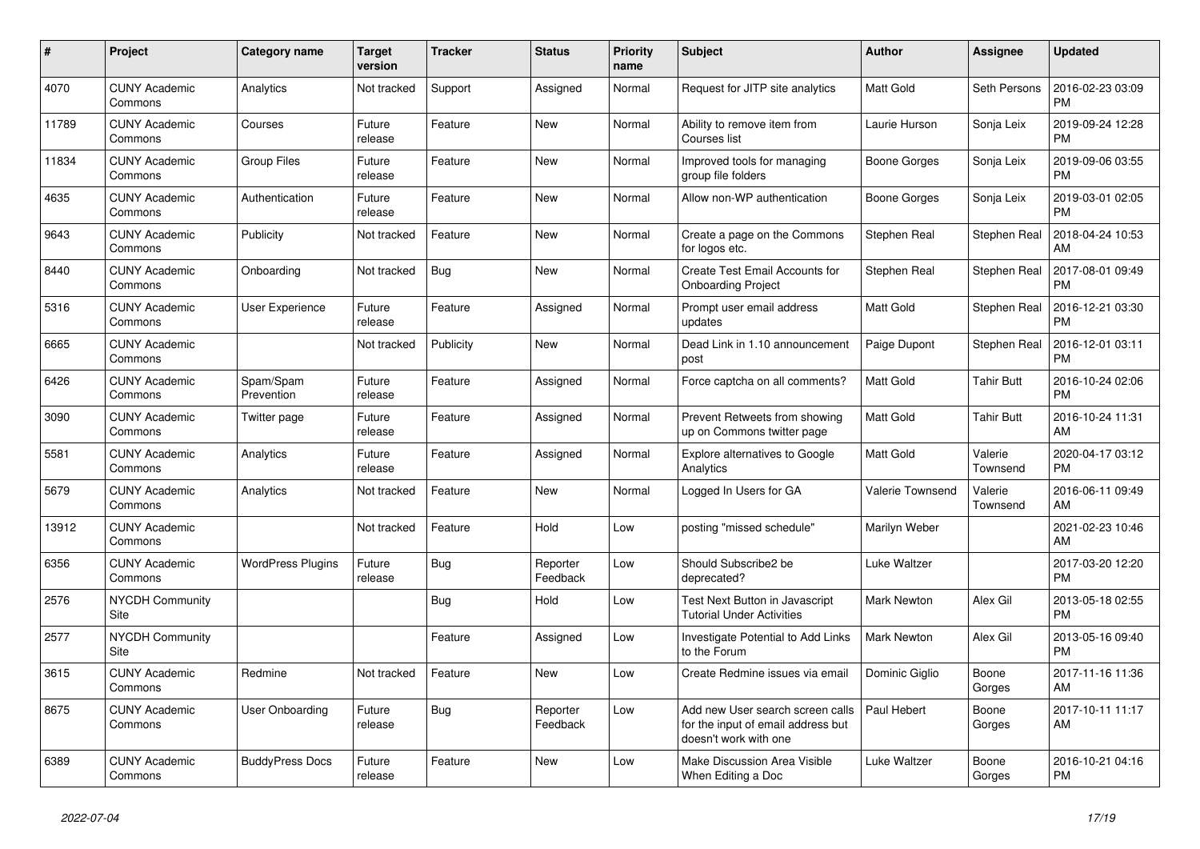| # | Project | Category name | Target version | Tracker | Status | Priority name | Subject | Author | Assignee | Updated |
|---|---|---|---|---|---|---|---|---|---|---|
| 4070 | CUNY Academic Commons | Analytics | Not tracked | Support | Assigned | Normal | Request for JITP site analytics | Matt Gold | Seth Persons | 2016-02-23 03:09 PM |
| 11789 | CUNY Academic Commons | Courses | Future release | Feature | New | Normal | Ability to remove item from Courses list | Laurie Hurson | Sonja Leix | 2019-09-24 12:28 PM |
| 11834 | CUNY Academic Commons | Group Files | Future release | Feature | New | Normal | Improved tools for managing group file folders | Boone Gorges | Sonja Leix | 2019-09-06 03:55 PM |
| 4635 | CUNY Academic Commons | Authentication | Future release | Feature | New | Normal | Allow non-WP authentication | Boone Gorges | Sonja Leix | 2019-03-01 02:05 PM |
| 9643 | CUNY Academic Commons | Publicity | Not tracked | Feature | New | Normal | Create a page on the Commons for logos etc. | Stephen Real | Stephen Real | 2018-04-24 10:53 AM |
| 8440 | CUNY Academic Commons | Onboarding | Not tracked | Bug | New | Normal | Create Test Email Accounts for Onboarding Project | Stephen Real | Stephen Real | 2017-08-01 09:49 PM |
| 5316 | CUNY Academic Commons | User Experience | Future release | Feature | Assigned | Normal | Prompt user email address updates | Matt Gold | Stephen Real | 2016-12-21 03:30 PM |
| 6665 | CUNY Academic Commons | | Not tracked | Publicity | New | Normal | Dead Link in 1.10 announcement post | Paige Dupont | Stephen Real | 2016-12-01 03:11 PM |
| 6426 | CUNY Academic Commons | Spam/Spam Prevention | Future release | Feature | Assigned | Normal | Force captcha on all comments? | Matt Gold | Tahir Butt | 2016-10-24 02:06 PM |
| 3090 | CUNY Academic Commons | Twitter page | Future release | Feature | Assigned | Normal | Prevent Retweets from showing up on Commons twitter page | Matt Gold | Tahir Butt | 2016-10-24 11:31 AM |
| 5581 | CUNY Academic Commons | Analytics | Future release | Feature | Assigned | Normal | Explore alternatives to Google Analytics | Matt Gold | Valerie Townsend | 2020-04-17 03:12 PM |
| 5679 | CUNY Academic Commons | Analytics | Not tracked | Feature | New | Normal | Logged In Users for GA | Valerie Townsend | Valerie Townsend | 2016-06-11 09:49 AM |
| 13912 | CUNY Academic Commons | | Not tracked | Feature | Hold | Low | posting "missed schedule" | Marilyn Weber | | 2021-02-23 10:46 AM |
| 6356 | CUNY Academic Commons | WordPress Plugins | Future release | Bug | Reporter Feedback | Low | Should Subscribe2 be deprecated? | Luke Waltzer | | 2017-03-20 12:20 PM |
| 2576 | NYCDH Community Site | | | Bug | Hold | Low | Test Next Button in Javascript Tutorial Under Activities | Mark Newton | Alex Gil | 2013-05-18 02:55 PM |
| 2577 | NYCDH Community Site | | | Feature | Assigned | Low | Investigate Potential to Add Links to the Forum | Mark Newton | Alex Gil | 2013-05-16 09:40 PM |
| 3615 | CUNY Academic Commons | Redmine | Not tracked | Feature | New | Low | Create Redmine issues via email | Dominic Giglio | Boone Gorges | 2017-11-16 11:36 AM |
| 8675 | CUNY Academic Commons | User Onboarding | Future release | Bug | Reporter Feedback | Low | Add new User search screen calls for the input of email address but doesn't work with one | Paul Hebert | Boone Gorges | 2017-10-11 11:17 AM |
| 6389 | CUNY Academic Commons | BuddyPress Docs | Future release | Feature | New | Low | Make Discussion Area Visible When Editing a Doc | Luke Waltzer | Boone Gorges | 2016-10-21 04:16 PM |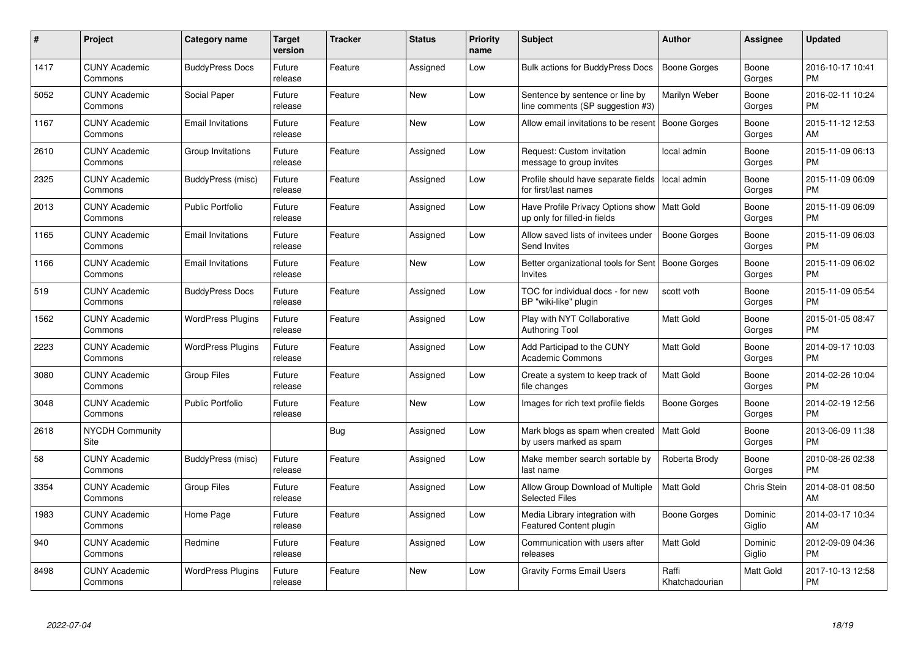| # | Project | Category name | Target version | Tracker | Status | Priority name | Subject | Author | Assignee | Updated |
|---|---|---|---|---|---|---|---|---|---|---|
| 1417 | CUNY Academic Commons | BuddyPress Docs | Future release | Feature | Assigned | Low | Bulk actions for BuddyPress Docs | Boone Gorges | Boone Gorges | 2016-10-17 10:41 PM |
| 5052 | CUNY Academic Commons | Social Paper | Future release | Feature | New | Low | Sentence by sentence or line by line comments (SP suggestion #3) | Marilyn Weber | Boone Gorges | 2016-02-11 10:24 PM |
| 1167 | CUNY Academic Commons | Email Invitations | Future release | Feature | New | Low | Allow email invitations to be resent | Boone Gorges | Boone Gorges | 2015-11-12 12:53 AM |
| 2610 | CUNY Academic Commons | Group Invitations | Future release | Feature | Assigned | Low | Request: Custom invitation message to group invites | local admin | Boone Gorges | 2015-11-09 06:13 PM |
| 2325 | CUNY Academic Commons | BuddyPress (misc) | Future release | Feature | Assigned | Low | Profile should have separate fields for first/last names | local admin | Boone Gorges | 2015-11-09 06:09 PM |
| 2013 | CUNY Academic Commons | Public Portfolio | Future release | Feature | Assigned | Low | Have Profile Privacy Options show up only for filled-in fields | Matt Gold | Boone Gorges | 2015-11-09 06:09 PM |
| 1165 | CUNY Academic Commons | Email Invitations | Future release | Feature | Assigned | Low | Allow saved lists of invitees under Send Invites | Boone Gorges | Boone Gorges | 2015-11-09 06:03 PM |
| 1166 | CUNY Academic Commons | Email Invitations | Future release | Feature | New | Low | Better organizational tools for Sent Invites | Boone Gorges | Boone Gorges | 2015-11-09 06:02 PM |
| 519 | CUNY Academic Commons | BuddyPress Docs | Future release | Feature | Assigned | Low | TOC for individual docs - for new BP "wiki-like" plugin | scott voth | Boone Gorges | 2015-11-09 05:54 PM |
| 1562 | CUNY Academic Commons | WordPress Plugins | Future release | Feature | Assigned | Low | Play with NYT Collaborative Authoring Tool | Matt Gold | Boone Gorges | 2015-01-05 08:47 PM |
| 2223 | CUNY Academic Commons | WordPress Plugins | Future release | Feature | Assigned | Low | Add Participad to the CUNY Academic Commons | Matt Gold | Boone Gorges | 2014-09-17 10:03 PM |
| 3080 | CUNY Academic Commons | Group Files | Future release | Feature | Assigned | Low | Create a system to keep track of file changes | Matt Gold | Boone Gorges | 2014-02-26 10:04 PM |
| 3048 | CUNY Academic Commons | Public Portfolio | Future release | Feature | New | Low | Images for rich text profile fields | Boone Gorges | Boone Gorges | 2014-02-19 12:56 PM |
| 2618 | NYCDH Community Site | | | Bug | Assigned | Low | Mark blogs as spam when created by users marked as spam | Matt Gold | Boone Gorges | 2013-06-09 11:38 PM |
| 58 | CUNY Academic Commons | BuddyPress (misc) | Future release | Feature | Assigned | Low | Make member search sortable by last name | Roberta Brody | Boone Gorges | 2010-08-26 02:38 PM |
| 3354 | CUNY Academic Commons | Group Files | Future release | Feature | Assigned | Low | Allow Group Download of Multiple Selected Files | Matt Gold | Chris Stein | 2014-08-01 08:50 AM |
| 1983 | CUNY Academic Commons | Home Page | Future release | Feature | Assigned | Low | Media Library integration with Featured Content plugin | Boone Gorges | Dominic Giglio | 2014-03-17 10:34 AM |
| 940 | CUNY Academic Commons | Redmine | Future release | Feature | Assigned | Low | Communication with users after releases | Matt Gold | Dominic Giglio | 2012-09-09 04:36 PM |
| 8498 | CUNY Academic Commons | WordPress Plugins | Future release | Feature | New | Low | Gravity Forms Email Users | Raffi Khatchadourian | Matt Gold | 2017-10-13 12:58 PM |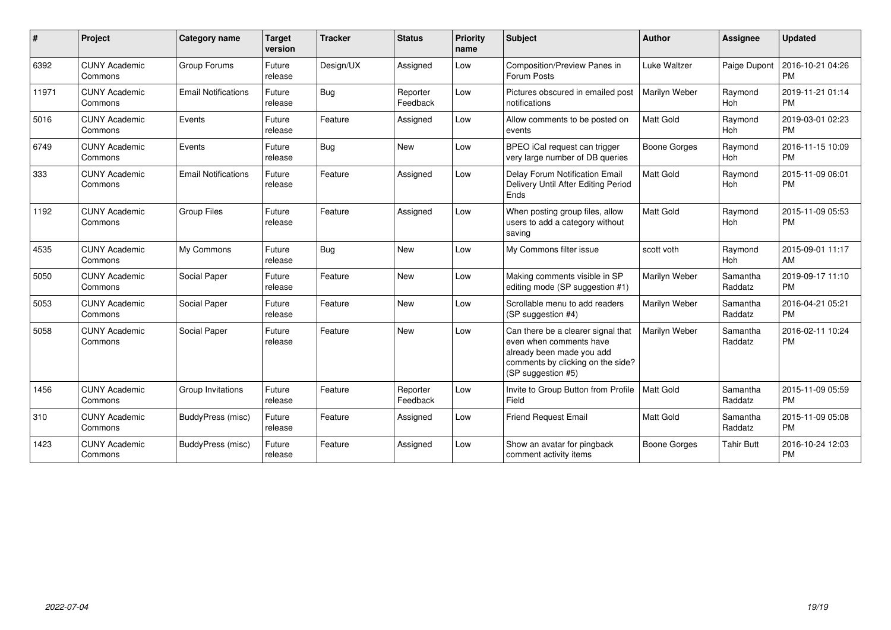| # | Project | Category name | Target version | Tracker | Status | Priority name | Subject | Author | Assignee | Updated |
|---|---|---|---|---|---|---|---|---|---|---|
| 6392 | CUNY Academic Commons | Group Forums | Future release | Design/UX | Assigned | Low | Composition/Preview Panes in Forum Posts | Luke Waltzer | Paige Dupont | 2016-10-21 04:26 PM |
| 11971 | CUNY Academic Commons | Email Notifications | Future release | Bug | Reporter Feedback | Low | Pictures obscured in emailed post notifications | Marilyn Weber | Raymond Hoh | 2019-11-21 01:14 PM |
| 5016 | CUNY Academic Commons | Events | Future release | Feature | Assigned | Low | Allow comments to be posted on events | Matt Gold | Raymond Hoh | 2019-03-01 02:23 PM |
| 6749 | CUNY Academic Commons | Events | Future release | Bug | New | Low | BPEO iCal request can trigger very large number of DB queries | Boone Gorges | Raymond Hoh | 2016-11-15 10:09 PM |
| 333 | CUNY Academic Commons | Email Notifications | Future release | Feature | Assigned | Low | Delay Forum Notification Email Delivery Until After Editing Period Ends | Matt Gold | Raymond Hoh | 2015-11-09 06:01 PM |
| 1192 | CUNY Academic Commons | Group Files | Future release | Feature | Assigned | Low | When posting group files, allow users to add a category without saving | Matt Gold | Raymond Hoh | 2015-11-09 05:53 PM |
| 4535 | CUNY Academic Commons | My Commons | Future release | Bug | New | Low | My Commons filter issue | scott voth | Raymond Hoh | 2015-09-01 11:17 AM |
| 5050 | CUNY Academic Commons | Social Paper | Future release | Feature | New | Low | Making comments visible in SP editing mode (SP suggestion #1) | Marilyn Weber | Samantha Raddatz | 2019-09-17 11:10 PM |
| 5053 | CUNY Academic Commons | Social Paper | Future release | Feature | New | Low | Scrollable menu to add readers (SP suggestion #4) | Marilyn Weber | Samantha Raddatz | 2016-04-21 05:21 PM |
| 5058 | CUNY Academic Commons | Social Paper | Future release | Feature | New | Low | Can there be a clearer signal that even when comments have already been made you add comments by clicking on the side? (SP suggestion #5) | Marilyn Weber | Samantha Raddatz | 2016-02-11 10:24 PM |
| 1456 | CUNY Academic Commons | Group Invitations | Future release | Feature | Reporter Feedback | Low | Invite to Group Button from Profile Field | Matt Gold | Samantha Raddatz | 2015-11-09 05:59 PM |
| 310 | CUNY Academic Commons | BuddyPress (misc) | Future release | Feature | Assigned | Low | Friend Request Email | Matt Gold | Samantha Raddatz | 2015-11-09 05:08 PM |
| 1423 | CUNY Academic Commons | BuddyPress (misc) | Future release | Feature | Assigned | Low | Show an avatar for pingback comment activity items | Boone Gorges | Tahir Butt | 2016-10-24 12:03 PM |